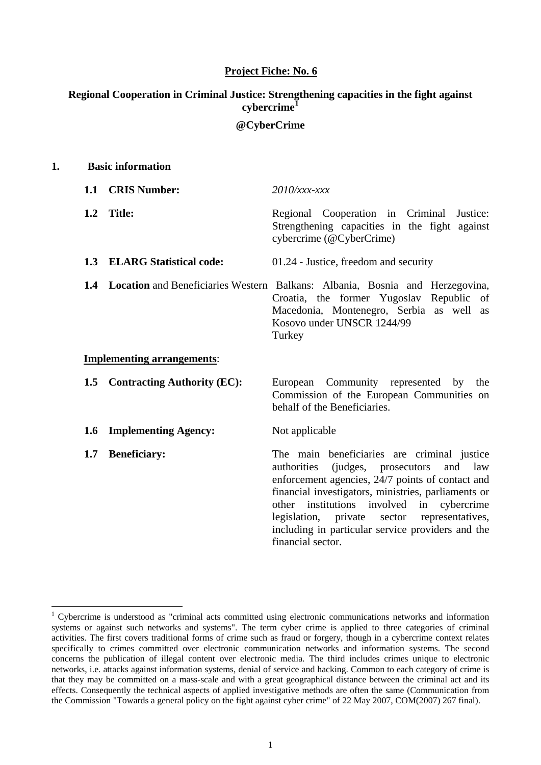**Project Fiche: No. 6**

**Regional Cooperation in Criminal Justice: Strengthening capacities in the fight against cybercrime[1]**

**@CyberCrime**

# 1. Basic information

**1.1 CRIS Number:** *2010/xxx-xxx*

**1.2 Title:** Regional Cooperation in Criminal Justice: Strengthening capacities in the fight against cybercrime (@CyberCrime)

**1.3 ELARG Statistical code:** 01.24 - Justice, freedom and security

**1.4 Location** and Beneficiaries Western Balkans: Albania, Bosnia and Herzegovina, Croatia, the former Yugoslav Republic of Macedonia, Montenegro, Serbia as well as Kosovo under UNSCR 1244/99
Turkey

**Implementing arrangements**:

**1.5 Contracting Authority (EC):** European Community represented by the Commission of the European Communities on behalf of the Beneficiaries.

**1.6 Implementing Agency:** Not applicable

**1.7 Beneficiary:** The main beneficiaries are criminal justice authorities (judges, prosecutors and law enforcement agencies, 24/7 points of contact and financial investigators, ministries, parliaments or other institutions involved in cybercrime legislation, private sector representatives, including in particular service providers and the financial sector.

---

[1] Cybercrime is understood as "criminal acts committed using electronic communications networks and information systems or against such networks and systems". The term cyber crime is applied to three categories of criminal activities. The first covers traditional forms of crime such as fraud or forgery, though in a cybercrime context relates specifically to crimes committed over electronic communication networks and information systems. The second concerns the publication of illegal content over electronic media. The third includes crimes unique to electronic networks, i.e. attacks against information systems, denial of service and hacking. Common to each category of crime is that they may be committed on a mass-scale and with a great geographical distance between the criminal act and its effects. Consequently the technical aspects of applied investigative methods are often the same (Communication from the Commission "Towards a general policy on the fight against cyber crime" of 22 May 2007, COM(2007) 267 final).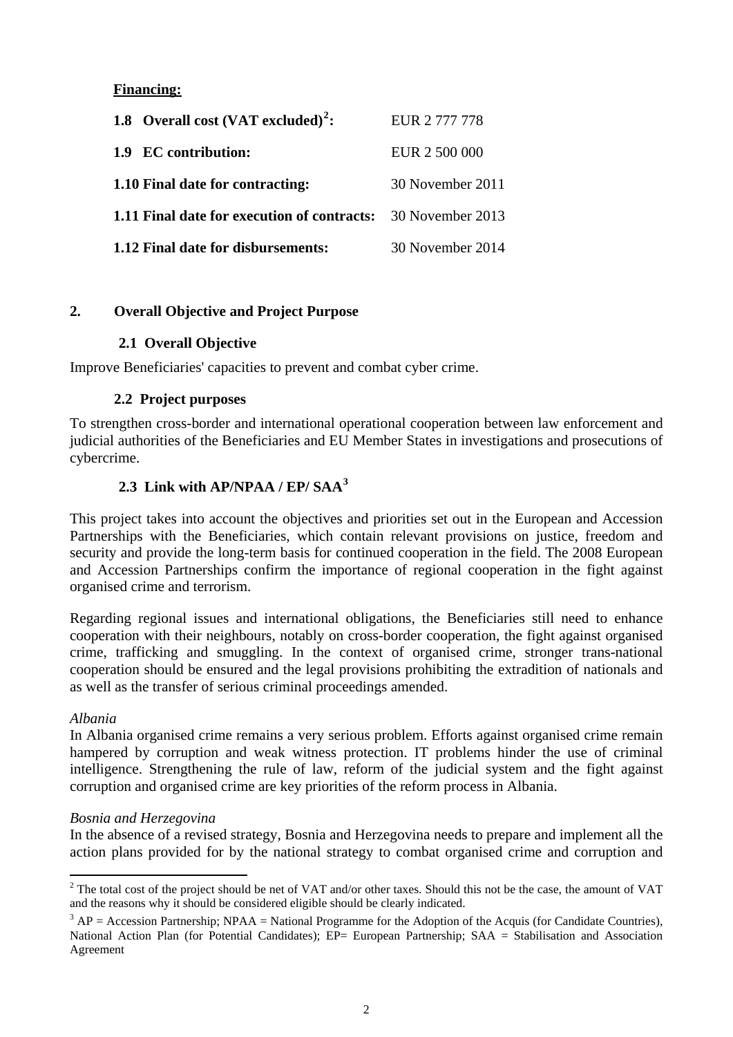**Financing:**

| | |
|---|---|
| **1.8 Overall cost (VAT excluded)[2]:** | EUR 2 777 778 |
| **1.9 EC contribution:** | EUR 2 500 000 |
| **1.10 Final date for contracting:** | 30 November 2011 |
| **1.11 Final date for execution of contracts:** | 30 November 2013 |
| **1.12 Final date for disbursements:** | 30 November 2014 |

## 2. Overall Objective and Project Purpose

### 2.1 Overall Objective

Improve Beneficiaries' capacities to prevent and combat cyber crime.

### 2.2 Project purposes

To strengthen cross-border and international operational cooperation between law enforcement and judicial authorities of the Beneficiaries and EU Member States in investigations and prosecutions of cybercrime.

### 2.3 Link with AP/NPAA / EP/ SAA[3]

This project takes into account the objectives and priorities set out in the European and Accession Partnerships with the Beneficiaries, which contain relevant provisions on justice, freedom and security and provide the long-term basis for continued cooperation in the field. The 2008 European and Accession Partnerships confirm the importance of regional cooperation in the fight against organised crime and terrorism.

Regarding regional issues and international obligations, the Beneficiaries still need to enhance cooperation with their neighbours, notably on cross-border cooperation, the fight against organised crime, trafficking and smuggling. In the context of organised crime, stronger trans-national cooperation should be ensured and the legal provisions prohibiting the extradition of nationals and as well as the transfer of serious criminal proceedings amended.

*Albania*

In Albania organised crime remains a very serious problem. Efforts against organised crime remain hampered by corruption and weak witness protection. IT problems hinder the use of criminal intelligence. Strengthening the rule of law, reform of the judicial system and the fight against corruption and organised crime are key priorities of the reform process in Albania.

*Bosnia and Herzegovina*

In the absence of a revised strategy, Bosnia and Herzegovina needs to prepare and implement all the action plans provided for by the national strategy to combat organised crime and corruption and

---

[2] The total cost of the project should be net of VAT and/or other taxes. Should this not be the case, the amount of VAT and the reasons why it should be considered eligible should be clearly indicated.

[3] AP = Accession Partnership; NPAA = National Programme for the Adoption of the Acquis (for Candidate Countries), National Action Plan (for Potential Candidates); EP= European Partnership; SAA = Stabilisation and Association Agreement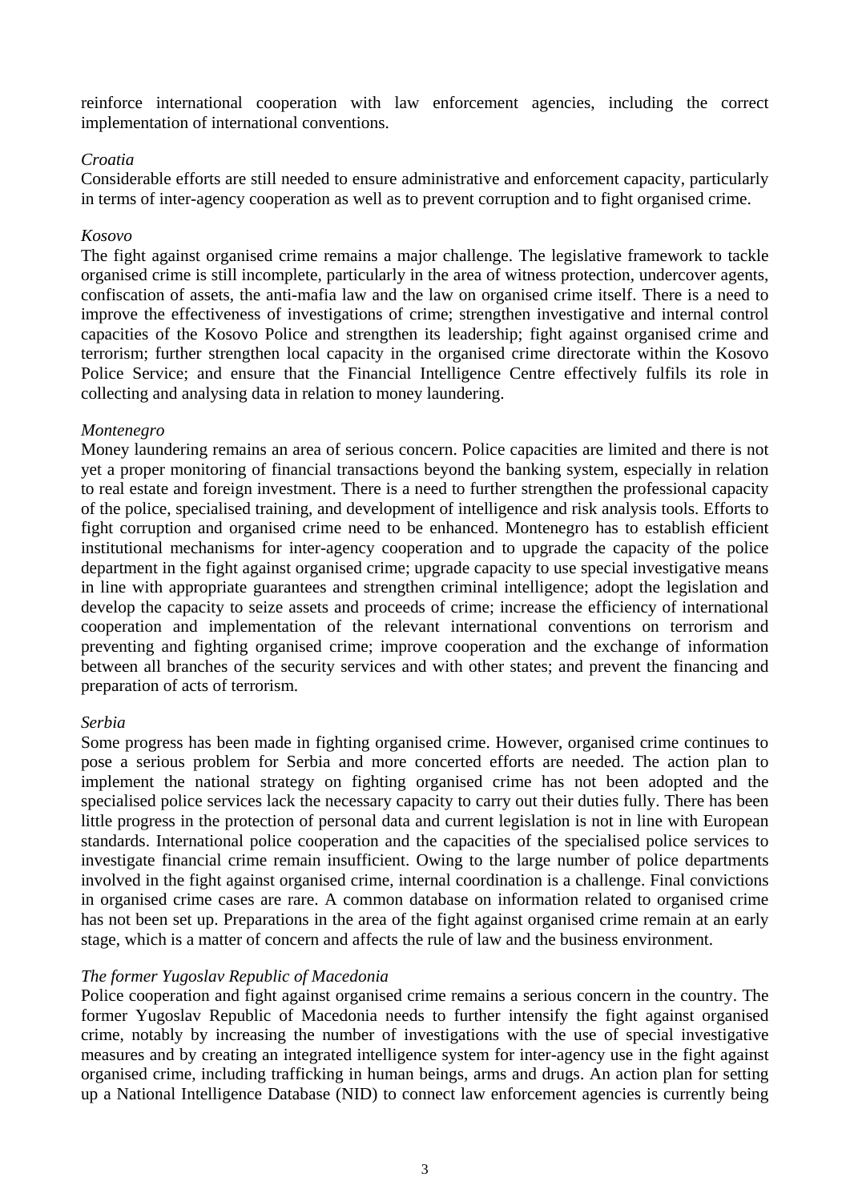reinforce international cooperation with law enforcement agencies, including the correct implementation of international conventions.

*Croatia*

Considerable efforts are still needed to ensure administrative and enforcement capacity, particularly in terms of inter-agency cooperation as well as to prevent corruption and to fight organised crime.

*Kosovo*

The fight against organised crime remains a major challenge. The legislative framework to tackle organised crime is still incomplete, particularly in the area of witness protection, undercover agents, confiscation of assets, the anti-mafia law and the law on organised crime itself. There is a need to improve the effectiveness of investigations of crime; strengthen investigative and internal control capacities of the Kosovo Police and strengthen its leadership; fight against organised crime and terrorism; further strengthen local capacity in the organised crime directorate within the Kosovo Police Service; and ensure that the Financial Intelligence Centre effectively fulfils its role in collecting and analysing data in relation to money laundering.

*Montenegro*

Money laundering remains an area of serious concern. Police capacities are limited and there is not yet a proper monitoring of financial transactions beyond the banking system, especially in relation to real estate and foreign investment. There is a need to further strengthen the professional capacity of the police, specialised training, and development of intelligence and risk analysis tools. Efforts to fight corruption and organised crime need to be enhanced. Montenegro has to establish efficient institutional mechanisms for inter-agency cooperation and to upgrade the capacity of the police department in the fight against organised crime; upgrade capacity to use special investigative means in line with appropriate guarantees and strengthen criminal intelligence; adopt the legislation and develop the capacity to seize assets and proceeds of crime; increase the efficiency of international cooperation and implementation of the relevant international conventions on terrorism and preventing and fighting organised crime; improve cooperation and the exchange of information between all branches of the security services and with other states; and prevent the financing and preparation of acts of terrorism.

*Serbia*

Some progress has been made in fighting organised crime. However, organised crime continues to pose a serious problem for Serbia and more concerted efforts are needed. The action plan to implement the national strategy on fighting organised crime has not been adopted and the specialised police services lack the necessary capacity to carry out their duties fully. There has been little progress in the protection of personal data and current legislation is not in line with European standards. International police cooperation and the capacities of the specialised police services to investigate financial crime remain insufficient. Owing to the large number of police departments involved in the fight against organised crime, internal coordination is a challenge. Final convictions in organised crime cases are rare. A common database on information related to organised crime has not been set up. Preparations in the area of the fight against organised crime remain at an early stage, which is a matter of concern and affects the rule of law and the business environment.

*The former Yugoslav Republic of Macedonia*

Police cooperation and fight against organised crime remains a serious concern in the country. The former Yugoslav Republic of Macedonia needs to further intensify the fight against organised crime, notably by increasing the number of investigations with the use of special investigative measures and by creating an integrated intelligence system for inter-agency use in the fight against organised crime, including trafficking in human beings, arms and drugs. An action plan for setting up a National Intelligence Database (NID) to connect law enforcement agencies is currently being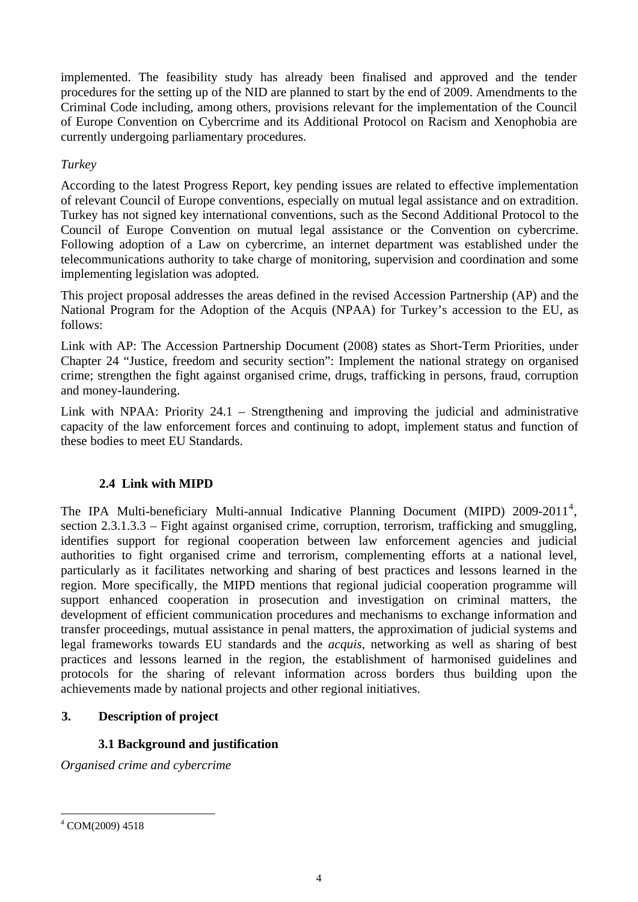implemented. The feasibility study has already been finalised and approved and the tender procedures for the setting up of the NID are planned to start by the end of 2009. Amendments to the Criminal Code including, among others, provisions relevant for the implementation of the Council of Europe Convention on Cybercrime and its Additional Protocol on Racism and Xenophobia are currently undergoing parliamentary procedures.

*Turkey*

According to the latest Progress Report, key pending issues are related to effective implementation of relevant Council of Europe conventions, especially on mutual legal assistance and on extradition. Turkey has not signed key international conventions, such as the Second Additional Protocol to the Council of Europe Convention on mutual legal assistance or the Convention on cybercrime. Following adoption of a Law on cybercrime, an internet department was established under the telecommunications authority to take charge of monitoring, supervision and coordination and some implementing legislation was adopted.

This project proposal addresses the areas defined in the revised Accession Partnership (AP) and the National Program for the Adoption of the Acquis (NPAA) for Turkey's accession to the EU, as follows:

Link with AP: The Accession Partnership Document (2008) states as Short-Term Priorities, under Chapter 24 "Justice, freedom and security section": Implement the national strategy on organised crime; strengthen the fight against organised crime, drugs, trafficking in persons, fraud, corruption and money-laundering.

Link with NPAA: Priority 24.1 – Strengthening and improving the judicial and administrative capacity of the law enforcement forces and continuing to adopt, implement status and function of these bodies to meet EU Standards.

### 2.4 Link with MIPD

The IPA Multi-beneficiary Multi-annual Indicative Planning Document (MIPD) 2009-2011[4], section 2.3.1.3.3 – Fight against organised crime, corruption, terrorism, trafficking and smuggling, identifies support for regional cooperation between law enforcement agencies and judicial authorities to fight organised crime and terrorism, complementing efforts at a national level, particularly as it facilitates networking and sharing of best practices and lessons learned in the region. More specifically, the MIPD mentions that regional judicial cooperation programme will support enhanced cooperation in prosecution and investigation on criminal matters, the development of efficient communication procedures and mechanisms to exchange information and transfer proceedings, mutual assistance in penal matters, the approximation of judicial systems and legal frameworks towards EU standards and the *acquis*, networking as well as sharing of best practices and lessons learned in the region, the establishment of harmonised guidelines and protocols for the sharing of relevant information across borders thus building upon the achievements made by national projects and other regional initiatives.

## 3. Description of project

### 3.1 Background and justification

*Organised crime and cybercrime*

---

[4] COM(2009) 4518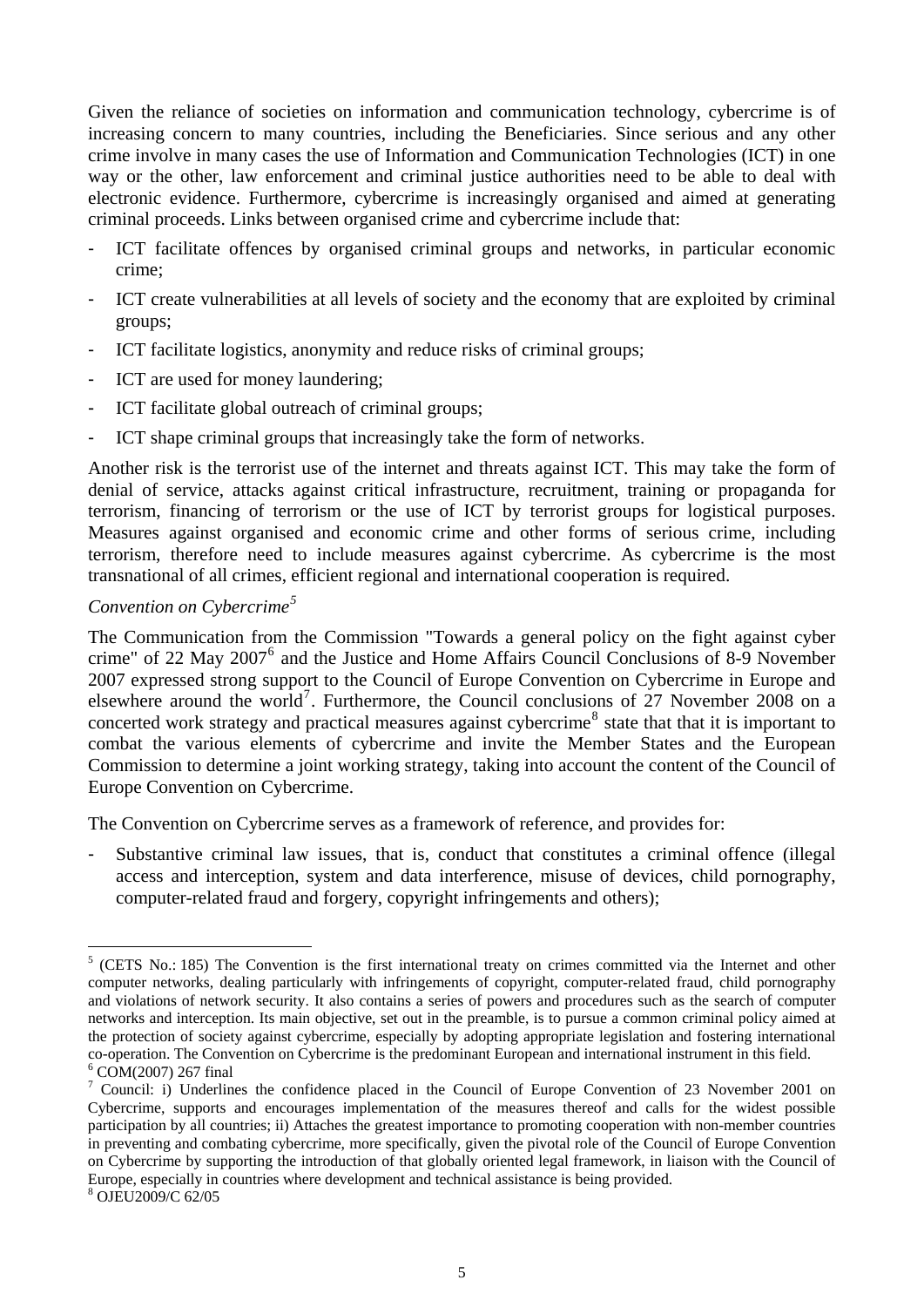Given the reliance of societies on information and communication technology, cybercrime is of increasing concern to many countries, including the Beneficiaries. Since serious and any other crime involve in many cases the use of Information and Communication Technologies (ICT) in one way or the other, law enforcement and criminal justice authorities need to be able to deal with electronic evidence. Furthermore, cybercrime is increasingly organised and aimed at generating criminal proceeds. Links between organised crime and cybercrime include that:

- ICT facilitate offences by organised criminal groups and networks, in particular economic crime;
- ICT create vulnerabilities at all levels of society and the economy that are exploited by criminal groups;
- ICT facilitate logistics, anonymity and reduce risks of criminal groups;
- ICT are used for money laundering;
- ICT facilitate global outreach of criminal groups;
- ICT shape criminal groups that increasingly take the form of networks.

Another risk is the terrorist use of the internet and threats against ICT. This may take the form of denial of service, attacks against critical infrastructure, recruitment, training or propaganda for terrorism, financing of terrorism or the use of ICT by terrorist groups for logistical purposes. Measures against organised and economic crime and other forms of serious crime, including terrorism, therefore need to include measures against cybercrime. As cybercrime is the most transnational of all crimes, efficient regional and international cooperation is required.

*Convention on Cybercrime*[5]

The Communication from the Commission "Towards a general policy on the fight against cyber crime" of 22 May 2007[6] and the Justice and Home Affairs Council Conclusions of 8-9 November 2007 expressed strong support to the Council of Europe Convention on Cybercrime in Europe and elsewhere around the world[7]. Furthermore, the Council conclusions of 27 November 2008 on a concerted work strategy and practical measures against cybercrime[8] state that that it is important to combat the various elements of cybercrime and invite the Member States and the European Commission to determine a joint working strategy, taking into account the content of the Council of Europe Convention on Cybercrime.

The Convention on Cybercrime serves as a framework of reference, and provides for:

- Substantive criminal law issues, that is, conduct that constitutes a criminal offence (illegal access and interception, system and data interference, misuse of devices, child pornography, computer-related fraud and forgery, copyright infringements and others);

---

[5] (CETS No.: 185) The Convention is the first international treaty on crimes committed via the Internet and other computer networks, dealing particularly with infringements of copyright, computer-related fraud, child pornography and violations of network security. It also contains a series of powers and procedures such as the search of computer networks and interception. Its main objective, set out in the preamble, is to pursue a common criminal policy aimed at the protection of society against cybercrime, especially by adopting appropriate legislation and fostering international co-operation. The Convention on Cybercrime is the predominant European and international instrument in this field.

[6] COM(2007) 267 final

[7] Council: i) Underlines the confidence placed in the Council of Europe Convention of 23 November 2001 on Cybercrime, supports and encourages implementation of the measures thereof and calls for the widest possible participation by all countries; ii) Attaches the greatest importance to promoting cooperation with non-member countries in preventing and combating cybercrime, more specifically, given the pivotal role of the Council of Europe Convention on Cybercrime by supporting the introduction of that globally oriented legal framework, in liaison with the Council of Europe, especially in countries where development and technical assistance is being provided.

[8] OJEU2009/C 62/05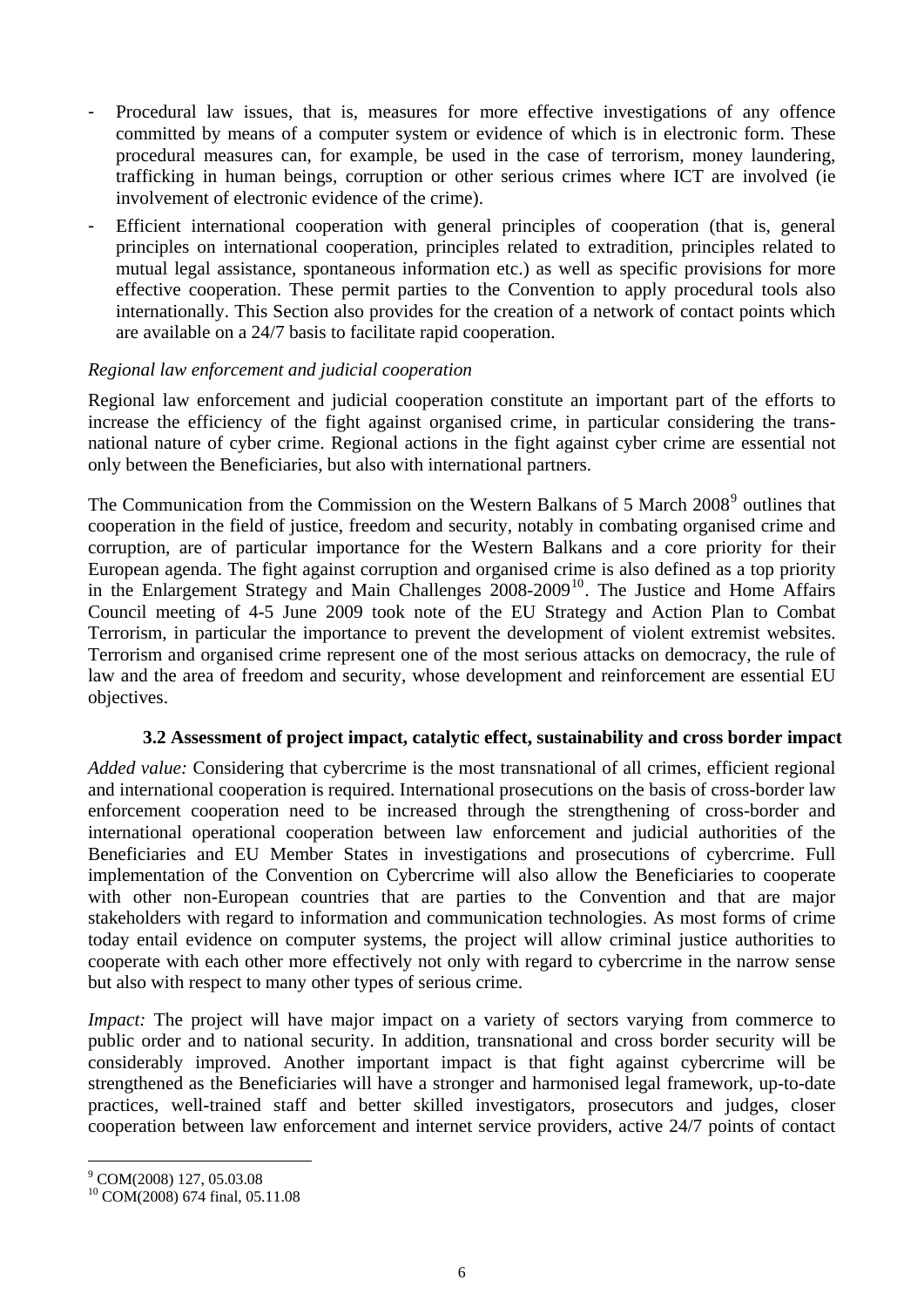- Procedural law issues, that is, measures for more effective investigations of any offence committed by means of a computer system or evidence of which is in electronic form. These procedural measures can, for example, be used in the case of terrorism, money laundering, trafficking in human beings, corruption or other serious crimes where ICT are involved (ie involvement of electronic evidence of the crime).
- Efficient international cooperation with general principles of cooperation (that is, general principles on international cooperation, principles related to extradition, principles related to mutual legal assistance, spontaneous information etc.) as well as specific provisions for more effective cooperation. These permit parties to the Convention to apply procedural tools also internationally. This Section also provides for the creation of a network of contact points which are available on a 24/7 basis to facilitate rapid cooperation.

*Regional law enforcement and judicial cooperation*

Regional law enforcement and judicial cooperation constitute an important part of the efforts to increase the efficiency of the fight against organised crime, in particular considering the trans-national nature of cyber crime. Regional actions in the fight against cyber crime are essential not only between the Beneficiaries, but also with international partners.

The Communication from the Commission on the Western Balkans of 5 March 2008[9] outlines that cooperation in the field of justice, freedom and security, notably in combating organised crime and corruption, are of particular importance for the Western Balkans and a core priority for their European agenda. The fight against corruption and organised crime is also defined as a top priority in the Enlargement Strategy and Main Challenges 2008-2009[10]. The Justice and Home Affairs Council meeting of 4-5 June 2009 took note of the EU Strategy and Action Plan to Combat Terrorism, in particular the importance to prevent the development of violent extremist websites. Terrorism and organised crime represent one of the most serious attacks on democracy, the rule of law and the area of freedom and security, whose development and reinforcement are essential EU objectives.

### 3.2 Assessment of project impact, catalytic effect, sustainability and cross border impact

*Added value:* Considering that cybercrime is the most transnational of all crimes, efficient regional and international cooperation is required. International prosecutions on the basis of cross-border law enforcement cooperation need to be increased through the strengthening of cross-border and international operational cooperation between law enforcement and judicial authorities of the Beneficiaries and EU Member States in investigations and prosecutions of cybercrime. Full implementation of the Convention on Cybercrime will also allow the Beneficiaries to cooperate with other non-European countries that are parties to the Convention and that are major stakeholders with regard to information and communication technologies. As most forms of crime today entail evidence on computer systems, the project will allow criminal justice authorities to cooperate with each other more effectively not only with regard to cybercrime in the narrow sense but also with respect to many other types of serious crime.

*Impact:* The project will have major impact on a variety of sectors varying from commerce to public order and to national security. In addition, transnational and cross border security will be considerably improved. Another important impact is that fight against cybercrime will be strengthened as the Beneficiaries will have a stronger and harmonised legal framework, up-to-date practices, well-trained staff and better skilled investigators, prosecutors and judges, closer cooperation between law enforcement and internet service providers, active 24/7 points of contact

[9] COM(2008) 127, 05.03.08
[10] COM(2008) 674 final, 05.11.08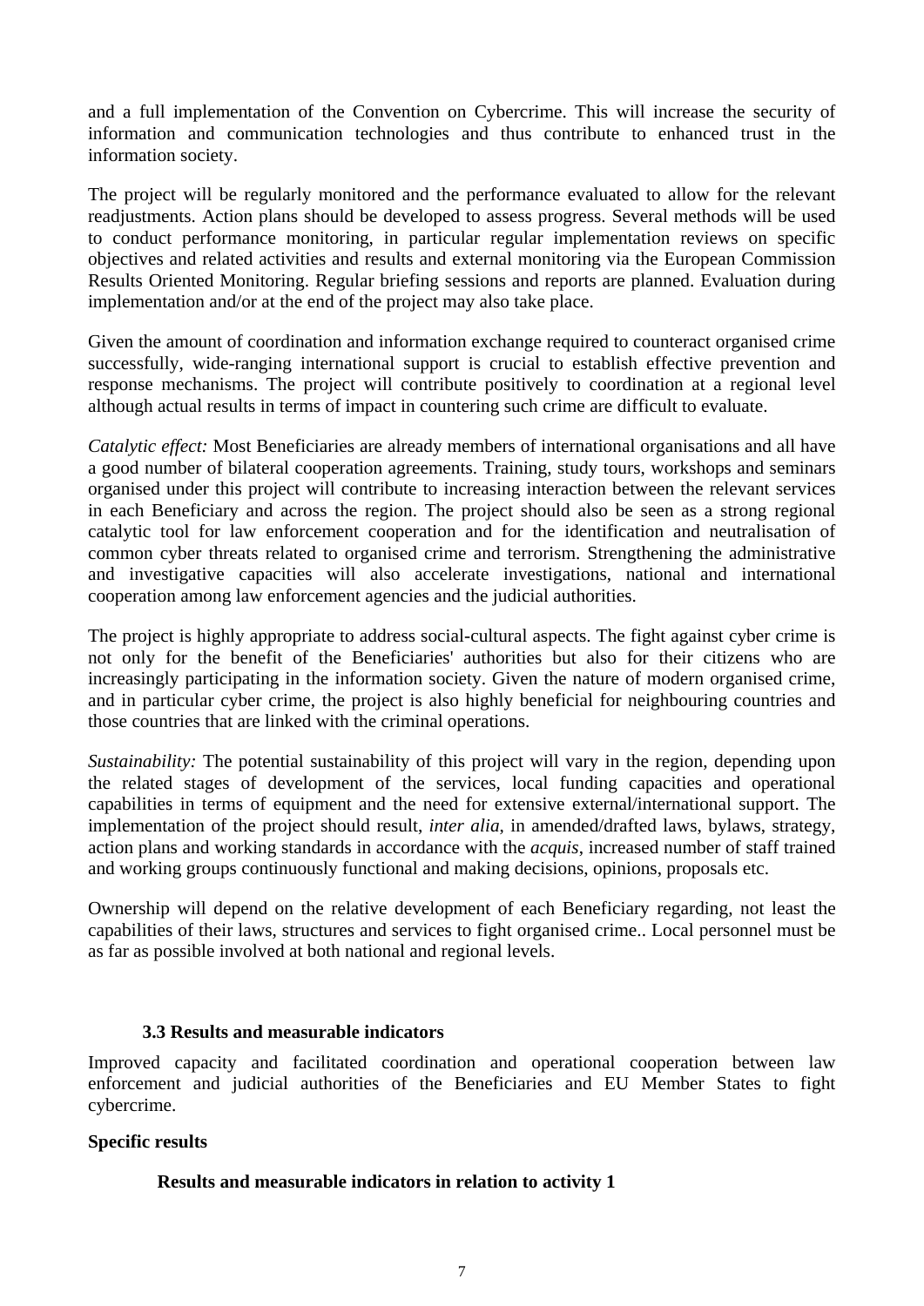and a full implementation of the Convention on Cybercrime. This will increase the security of information and communication technologies and thus contribute to enhanced trust in the information society.

The project will be regularly monitored and the performance evaluated to allow for the relevant readjustments. Action plans should be developed to assess progress. Several methods will be used to conduct performance monitoring, in particular regular implementation reviews on specific objectives and related activities and results and external monitoring via the European Commission Results Oriented Monitoring. Regular briefing sessions and reports are planned. Evaluation during implementation and/or at the end of the project may also take place.

Given the amount of coordination and information exchange required to counteract organised crime successfully, wide-ranging international support is crucial to establish effective prevention and response mechanisms. The project will contribute positively to coordination at a regional level although actual results in terms of impact in countering such crime are difficult to evaluate.

*Catalytic effect:* Most Beneficiaries are already members of international organisations and all have a good number of bilateral cooperation agreements. Training, study tours, workshops and seminars organised under this project will contribute to increasing interaction between the relevant services in each Beneficiary and across the region. The project should also be seen as a strong regional catalytic tool for law enforcement cooperation and for the identification and neutralisation of common cyber threats related to organised crime and terrorism. Strengthening the administrative and investigative capacities will also accelerate investigations, national and international cooperation among law enforcement agencies and the judicial authorities.

The project is highly appropriate to address social-cultural aspects. The fight against cyber crime is not only for the benefit of the Beneficiaries' authorities but also for their citizens who are increasingly participating in the information society. Given the nature of modern organised crime, and in particular cyber crime, the project is also highly beneficial for neighbouring countries and those countries that are linked with the criminal operations.

*Sustainability:* The potential sustainability of this project will vary in the region, depending upon the related stages of development of the services, local funding capacities and operational capabilities in terms of equipment and the need for extensive external/international support. The implementation of the project should result, *inter alia*, in amended/drafted laws, bylaws, strategy, action plans and working standards in accordance with the *acquis*, increased number of staff trained and working groups continuously functional and making decisions, opinions, proposals etc.

Ownership will depend on the relative development of each Beneficiary regarding, not least the capabilities of their laws, structures and services to fight organised crime.. Local personnel must be as far as possible involved at both national and regional levels.

### 3.3 Results and measurable indicators

Improved capacity and facilitated coordination and operational cooperation between law enforcement and judicial authorities of the Beneficiaries and EU Member States to fight cybercrime.

**Specific results**

**Results and measurable indicators in relation to activity 1**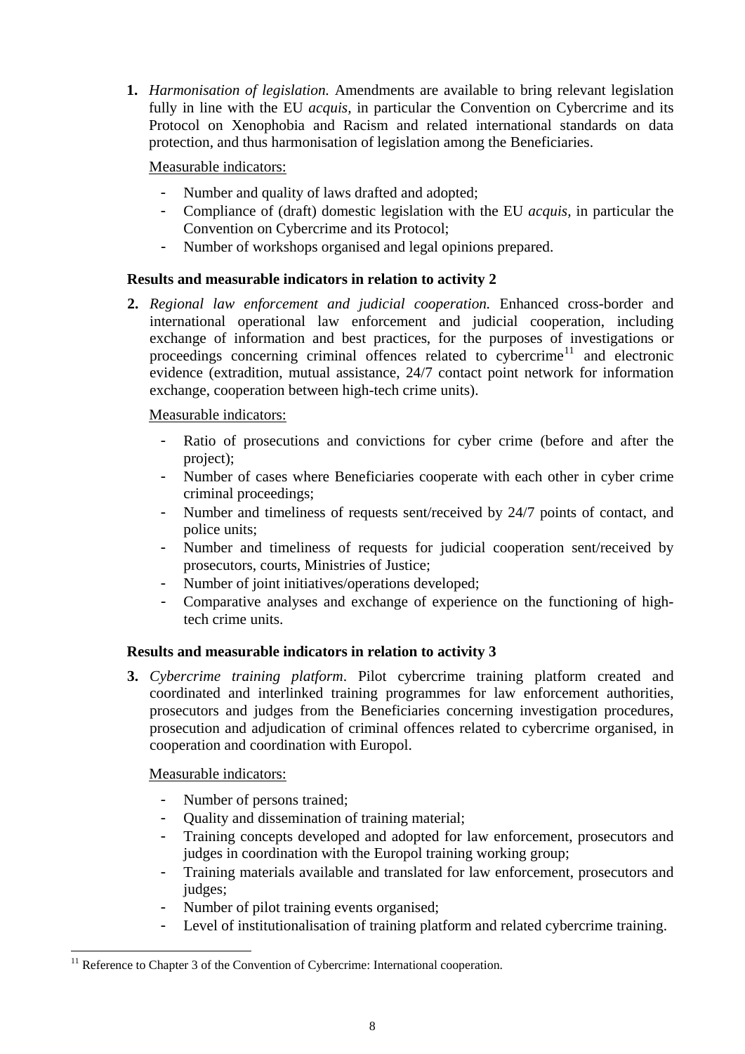1. *Harmonisation of legislation.* Amendments are available to bring relevant legislation fully in line with the EU *acquis,* in particular the Convention on Cybercrime and its Protocol on Xenophobia and Racism and related international standards on data protection, and thus harmonisation of legislation among the Beneficiaries.

   Measurable indicators:

   - Number and quality of laws drafted and adopted;
   - Compliance of (draft) domestic legislation with the EU *acquis*, in particular the Convention on Cybercrime and its Protocol;
   - Number of workshops organised and legal opinions prepared.

**Results and measurable indicators in relation to activity 2**

2. *Regional law enforcement and judicial cooperation.* Enhanced cross-border and international operational law enforcement and judicial cooperation, including exchange of information and best practices, for the purposes of investigations or proceedings concerning criminal offences related to cybercrime[11] and electronic evidence (extradition, mutual assistance, 24/7 contact point network for information exchange, cooperation between high-tech crime units).

   Measurable indicators:

   - Ratio of prosecutions and convictions for cyber crime (before and after the project);
   - Number of cases where Beneficiaries cooperate with each other in cyber crime criminal proceedings;
   - Number and timeliness of requests sent/received by 24/7 points of contact, and police units;
   - Number and timeliness of requests for judicial cooperation sent/received by prosecutors, courts, Ministries of Justice;
   - Number of joint initiatives/operations developed;
   - Comparative analyses and exchange of experience on the functioning of high-tech crime units.

**Results and measurable indicators in relation to activity 3**

3. *Cybercrime training platform*. Pilot cybercrime training platform created and coordinated and interlinked training programmes for law enforcement authorities, prosecutors and judges from the Beneficiaries concerning investigation procedures, prosecution and adjudication of criminal offences related to cybercrime organised, in cooperation and coordination with Europol.

   Measurable indicators:

   - Number of persons trained;
   - Quality and dissemination of training material;
   - Training concepts developed and adopted for law enforcement, prosecutors and judges in coordination with the Europol training working group;
   - Training materials available and translated for law enforcement, prosecutors and judges;
   - Number of pilot training events organised;
   - Level of institutionalisation of training platform and related cybercrime training.

---

[11] Reference to Chapter 3 of the Convention of Cybercrime: International cooperation.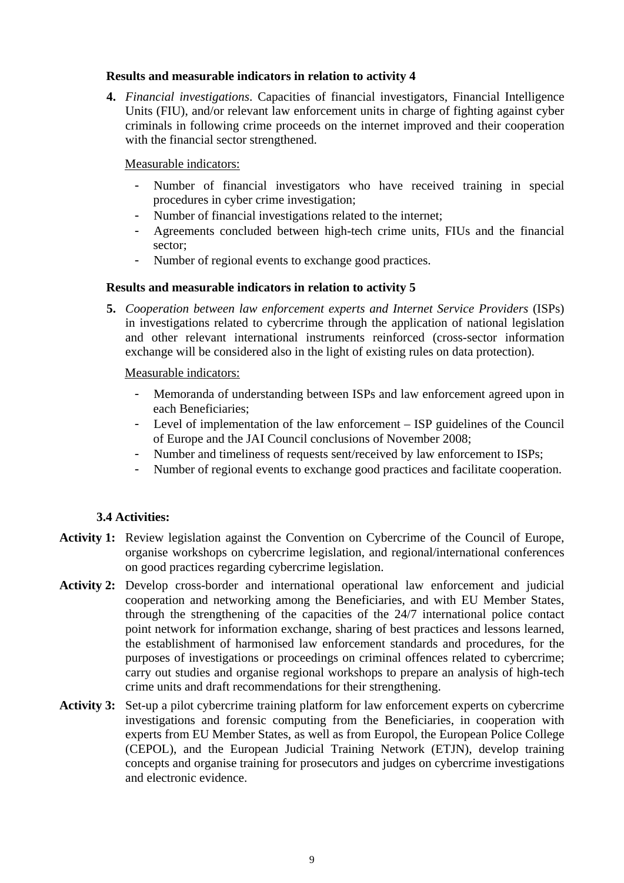**Results and measurable indicators in relation to activity 4**

**4.** *Financial investigations*. Capacities of financial investigators, Financial Intelligence Units (FIU), and/or relevant law enforcement units in charge of fighting against cyber criminals in following crime proceeds on the internet improved and their cooperation with the financial sector strengthened.

Measurable indicators:

- Number of financial investigators who have received training in special procedures in cyber crime investigation;
- Number of financial investigations related to the internet;
- Agreements concluded between high-tech crime units, FIUs and the financial sector;
- Number of regional events to exchange good practices.

**Results and measurable indicators in relation to activity 5**

**5.** *Cooperation between law enforcement experts and Internet Service Providers* (ISPs) in investigations related to cybercrime through the application of national legislation and other relevant international instruments reinforced (cross-sector information exchange will be considered also in the light of existing rules on data protection).

Measurable indicators:

- Memoranda of understanding between ISPs and law enforcement agreed upon in each Beneficiaries;
- Level of implementation of the law enforcement – ISP guidelines of the Council of Europe and the JAI Council conclusions of November 2008;
- Number and timeliness of requests sent/received by law enforcement to ISPs;
- Number of regional events to exchange good practices and facilitate cooperation.

### 3.4 Activities:

**Activity 1:** Review legislation against the Convention on Cybercrime of the Council of Europe, organise workshops on cybercrime legislation, and regional/international conferences on good practices regarding cybercrime legislation.

**Activity 2:** Develop cross-border and international operational law enforcement and judicial cooperation and networking among the Beneficiaries, and with EU Member States, through the strengthening of the capacities of the 24/7 international police contact point network for information exchange, sharing of best practices and lessons learned, the establishment of harmonised law enforcement standards and procedures, for the purposes of investigations or proceedings on criminal offences related to cybercrime; carry out studies and organise regional workshops to prepare an analysis of high-tech crime units and draft recommendations for their strengthening.

**Activity 3:** Set-up a pilot cybercrime training platform for law enforcement experts on cybercrime investigations and forensic computing from the Beneficiaries, in cooperation with experts from EU Member States, as well as from Europol, the European Police College (CEPOL), and the European Judicial Training Network (ETJN), develop training concepts and organise training for prosecutors and judges on cybercrime investigations and electronic evidence.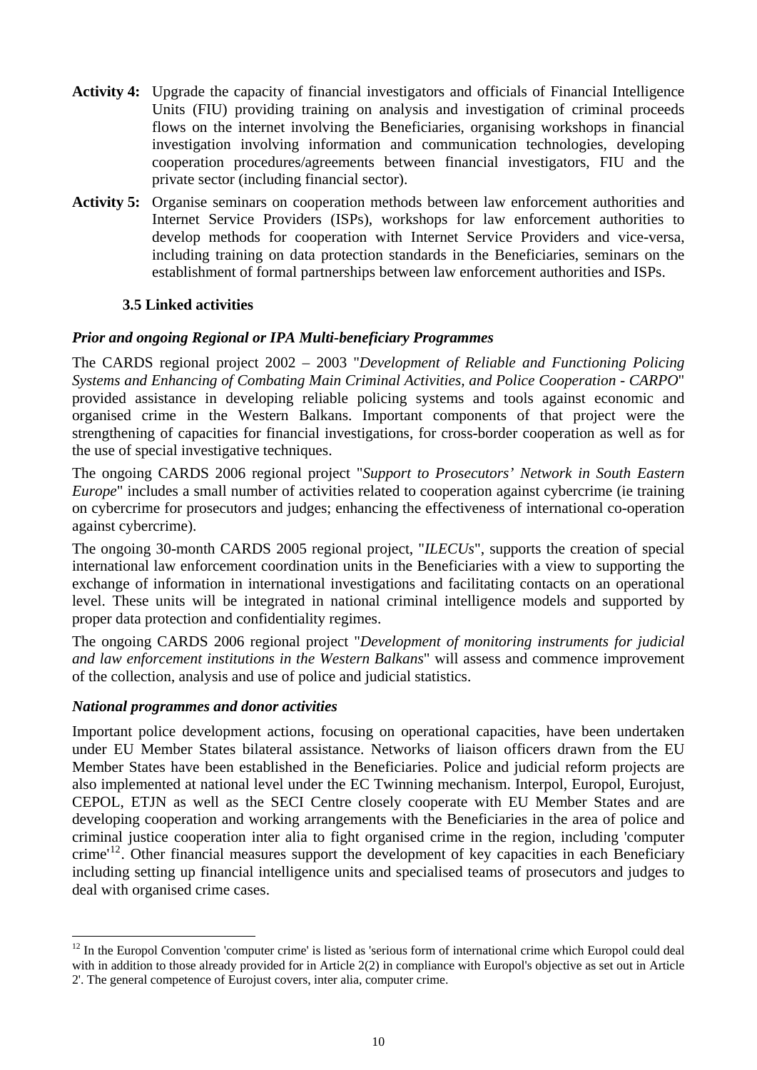**Activity 4:** Upgrade the capacity of financial investigators and officials of Financial Intelligence Units (FIU) providing training on analysis and investigation of criminal proceeds flows on the internet involving the Beneficiaries, organising workshops in financial investigation involving information and communication technologies, developing cooperation procedures/agreements between financial investigators, FIU and the private sector (including financial sector).

**Activity 5:** Organise seminars on cooperation methods between law enforcement authorities and Internet Service Providers (ISPs), workshops for law enforcement authorities to develop methods for cooperation with Internet Service Providers and vice-versa, including training on data protection standards in the Beneficiaries, seminars on the establishment of formal partnerships between law enforcement authorities and ISPs.

### 3.5 Linked activities

***Prior and ongoing Regional or IPA Multi-beneficiary Programmes***

The CARDS regional project 2002 – 2003 "*Development of Reliable and Functioning Policing Systems and Enhancing of Combating Main Criminal Activities, and Police Cooperation - CARPO*" provided assistance in developing reliable policing systems and tools against economic and organised crime in the Western Balkans. Important components of that project were the strengthening of capacities for financial investigations, for cross-border cooperation as well as for the use of special investigative techniques.

The ongoing CARDS 2006 regional project "*Support to Prosecutors' Network in South Eastern Europe*" includes a small number of activities related to cooperation against cybercrime (ie training on cybercrime for prosecutors and judges; enhancing the effectiveness of international co-operation against cybercrime).

The ongoing 30-month CARDS 2005 regional project, "*ILECUs*", supports the creation of special international law enforcement coordination units in the Beneficiaries with a view to supporting the exchange of information in international investigations and facilitating contacts on an operational level. These units will be integrated in national criminal intelligence models and supported by proper data protection and confidentiality regimes.

The ongoing CARDS 2006 regional project "*Development of monitoring instruments for judicial and law enforcement institutions in the Western Balkans*" will assess and commence improvement of the collection, analysis and use of police and judicial statistics.

***National programmes and donor activities***

Important police development actions, focusing on operational capacities, have been undertaken under EU Member States bilateral assistance. Networks of liaison officers drawn from the EU Member States have been established in the Beneficiaries. Police and judicial reform projects are also implemented at national level under the EC Twinning mechanism. Interpol, Europol, Eurojust, CEPOL, ETJN as well as the SECI Centre closely cooperate with EU Member States and are developing cooperation and working arrangements with the Beneficiaries in the area of police and criminal justice cooperation inter alia to fight organised crime in the region, including 'computer crime'[12]. Other financial measures support the development of key capacities in each Beneficiary including setting up financial intelligence units and specialised teams of prosecutors and judges to deal with organised crime cases.

---

[12] In the Europol Convention 'computer crime' is listed as 'serious form of international crime which Europol could deal with in addition to those already provided for in Article 2(2) in compliance with Europol's objective as set out in Article 2'. The general competence of Eurojust covers, inter alia, computer crime.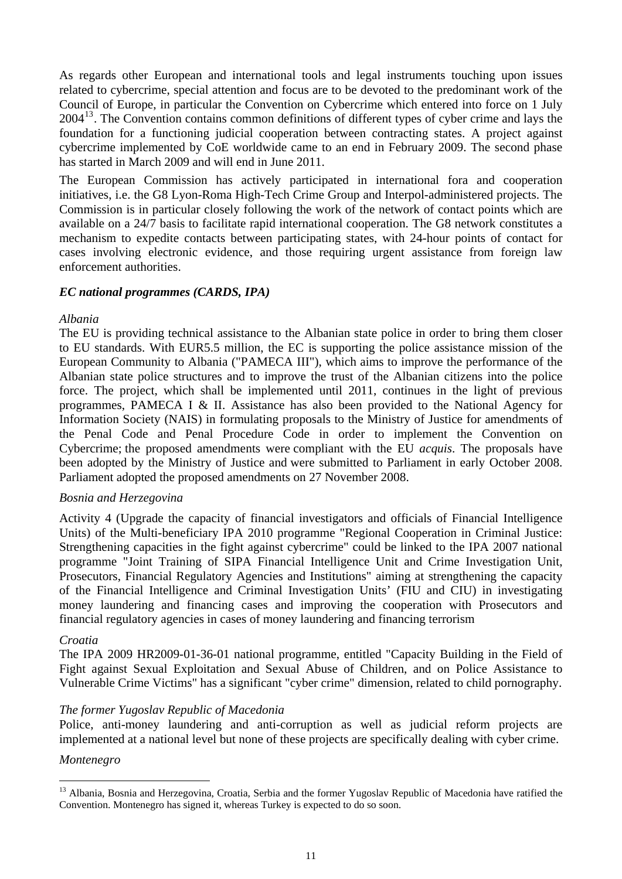As regards other European and international tools and legal instruments touching upon issues related to cybercrime, special attention and focus are to be devoted to the predominant work of the Council of Europe, in particular the Convention on Cybercrime which entered into force on 1 July 2004[13]. The Convention contains common definitions of different types of cyber crime and lays the foundation for a functioning judicial cooperation between contracting states. A project against cybercrime implemented by CoE worldwide came to an end in February 2009. The second phase has started in March 2009 and will end in June 2011.

The European Commission has actively participated in international fora and cooperation initiatives, i.e. the G8 Lyon-Roma High-Tech Crime Group and Interpol-administered projects. The Commission is in particular closely following the work of the network of contact points which are available on a 24/7 basis to facilitate rapid international cooperation. The G8 network constitutes a mechanism to expedite contacts between participating states, with 24-hour points of contact for cases involving electronic evidence, and those requiring urgent assistance from foreign law enforcement authorities.

***EC national programmes (CARDS, IPA)***

*Albania*

The EU is providing technical assistance to the Albanian state police in order to bring them closer to EU standards. With EUR5.5 million, the EC is supporting the police assistance mission of the European Community to Albania ("PAMECA III"), which aims to improve the performance of the Albanian state police structures and to improve the trust of the Albanian citizens into the police force. The project, which shall be implemented until 2011, continues in the light of previous programmes, PAMECA I & II. Assistance has also been provided to the National Agency for Information Society (NAIS) in formulating proposals to the Ministry of Justice for amendments of the Penal Code and Penal Procedure Code in order to implement the Convention on Cybercrime; the proposed amendments were compliant with the EU *acquis*. The proposals have been adopted by the Ministry of Justice and were submitted to Parliament in early October 2008. Parliament adopted the proposed amendments on 27 November 2008.

*Bosnia and Herzegovina*

Activity 4 (Upgrade the capacity of financial investigators and officials of Financial Intelligence Units) of the Multi-beneficiary IPA 2010 programme "Regional Cooperation in Criminal Justice: Strengthening capacities in the fight against cybercrime" could be linked to the IPA 2007 national programme "Joint Training of SIPA Financial Intelligence Unit and Crime Investigation Unit, Prosecutors, Financial Regulatory Agencies and Institutions" aiming at strengthening the capacity of the Financial Intelligence and Criminal Investigation Units' (FIU and CIU) in investigating money laundering and financing cases and improving the cooperation with Prosecutors and financial regulatory agencies in cases of money laundering and financing terrorism

*Croatia*

The IPA 2009 HR2009-01-36-01 national programme, entitled "Capacity Building in the Field of Fight against Sexual Exploitation and Sexual Abuse of Children, and on Police Assistance to Vulnerable Crime Victims" has a significant "cyber crime" dimension, related to child pornography.

*The former Yugoslav Republic of Macedonia*

Police, anti-money laundering and anti-corruption as well as judicial reform projects are implemented at a national level but none of these projects are specifically dealing with cyber crime.

*Montenegro*

---

[13] Albania, Bosnia and Herzegovina, Croatia, Serbia and the former Yugoslav Republic of Macedonia have ratified the Convention. Montenegro has signed it, whereas Turkey is expected to do so soon.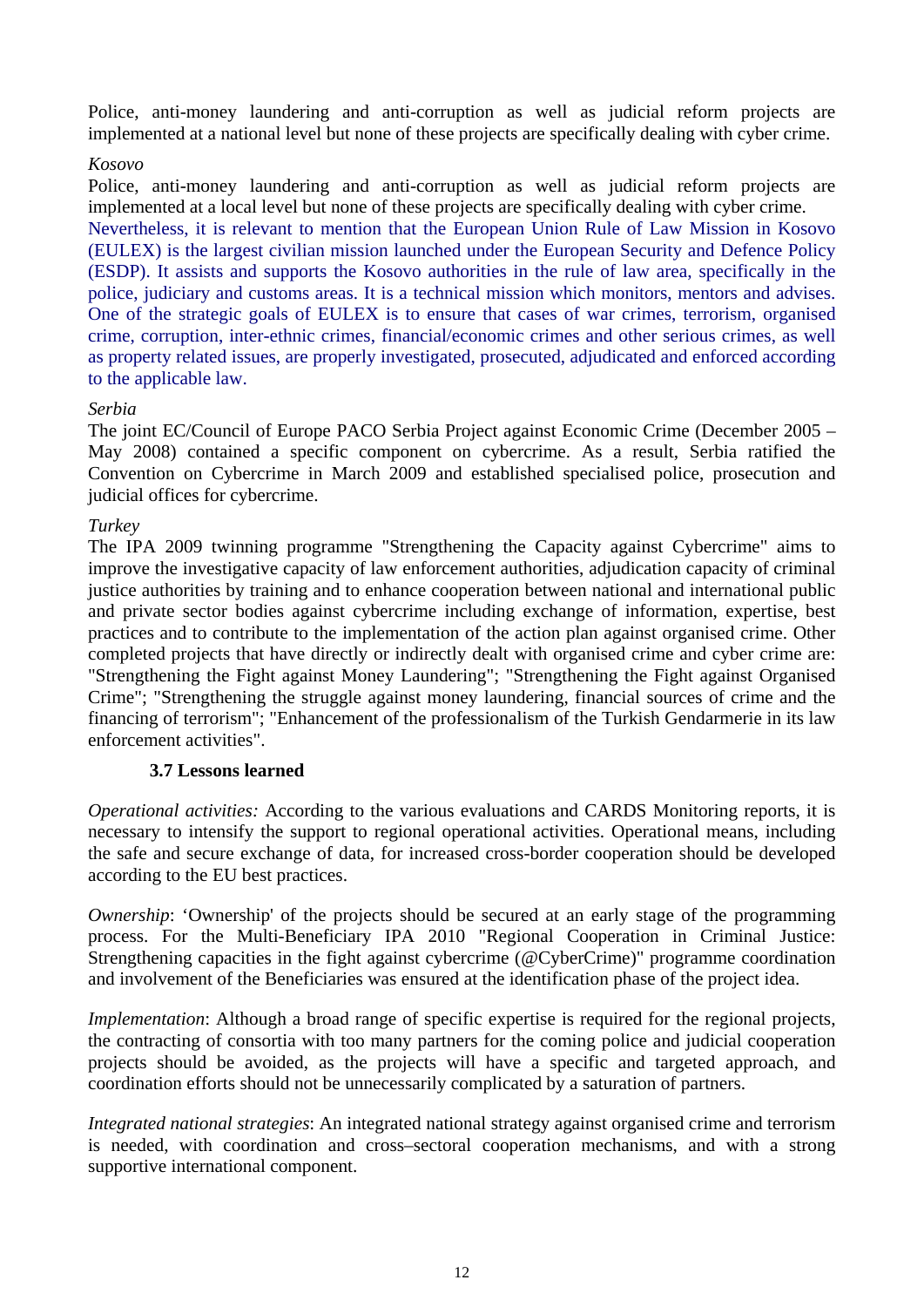Police, anti-money laundering and anti-corruption as well as judicial reform projects are implemented at a national level but none of these projects are specifically dealing with cyber crime.

*Kosovo*

Police, anti-money laundering and anti-corruption as well as judicial reform projects are implemented at a local level but none of these projects are specifically dealing with cyber crime. Nevertheless, it is relevant to mention that the European Union Rule of Law Mission in Kosovo (EULEX) is the largest civilian mission launched under the European Security and Defence Policy (ESDP). It assists and supports the Kosovo authorities in the rule of law area, specifically in the police, judiciary and customs areas. It is a technical mission which monitors, mentors and advises. One of the strategic goals of EULEX is to ensure that cases of war crimes, terrorism, organised crime, corruption, inter-ethnic crimes, financial/economic crimes and other serious crimes, as well as property related issues, are properly investigated, prosecuted, adjudicated and enforced according to the applicable law.

*Serbia*

The joint EC/Council of Europe PACO Serbia Project against Economic Crime (December 2005 – May 2008) contained a specific component on cybercrime. As a result, Serbia ratified the Convention on Cybercrime in March 2009 and established specialised police, prosecution and judicial offices for cybercrime.

*Turkey*

The IPA 2009 twinning programme "Strengthening the Capacity against Cybercrime" aims to improve the investigative capacity of law enforcement authorities, adjudication capacity of criminal justice authorities by training and to enhance cooperation between national and international public and private sector bodies against cybercrime including exchange of information, expertise, best practices and to contribute to the implementation of the action plan against organised crime. Other completed projects that have directly or indirectly dealt with organised crime and cyber crime are: "Strengthening the Fight against Money Laundering"; "Strengthening the Fight against Organised Crime"; "Strengthening the struggle against money laundering, financial sources of crime and the financing of terrorism"; "Enhancement of the professionalism of the Turkish Gendarmerie in its law enforcement activities".

### 3.7 Lessons learned

*Operational activities:* According to the various evaluations and CARDS Monitoring reports, it is necessary to intensify the support to regional operational activities. Operational means, including the safe and secure exchange of data, for increased cross-border cooperation should be developed according to the EU best practices.

*Ownership*: 'Ownership' of the projects should be secured at an early stage of the programming process. For the Multi-Beneficiary IPA 2010 "Regional Cooperation in Criminal Justice: Strengthening capacities in the fight against cybercrime (@CyberCrime)" programme coordination and involvement of the Beneficiaries was ensured at the identification phase of the project idea.

*Implementation*: Although a broad range of specific expertise is required for the regional projects, the contracting of consortia with too many partners for the coming police and judicial cooperation projects should be avoided, as the projects will have a specific and targeted approach, and coordination efforts should not be unnecessarily complicated by a saturation of partners.

*Integrated national strategies*: An integrated national strategy against organised crime and terrorism is needed, with coordination and cross–sectoral cooperation mechanisms, and with a strong supportive international component.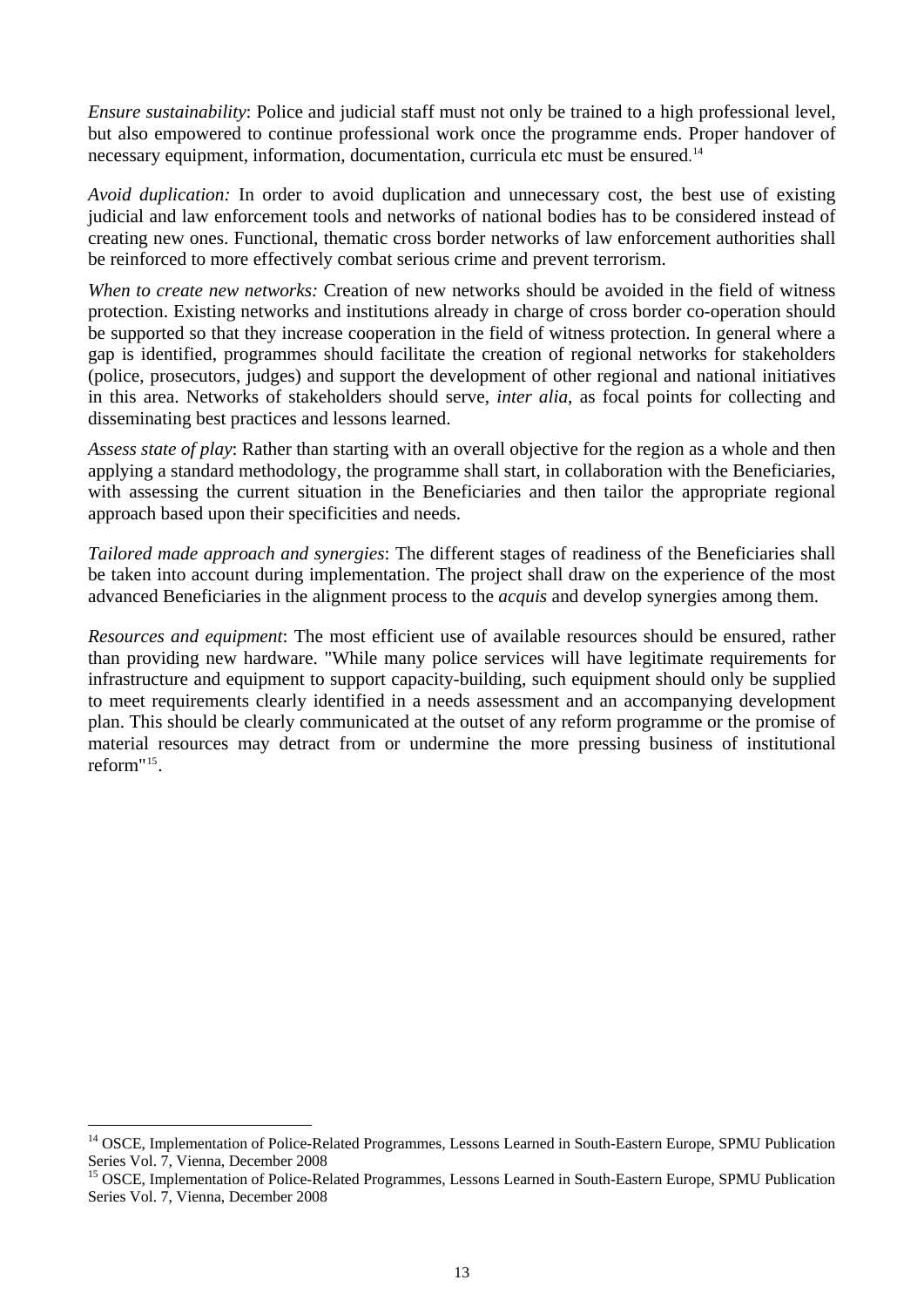*Ensure sustainability*: Police and judicial staff must not only be trained to a high professional level, but also empowered to continue professional work once the programme ends. Proper handover of necessary equipment, information, documentation, curricula etc must be ensured.[14]

*Avoid duplication:* In order to avoid duplication and unnecessary cost, the best use of existing judicial and law enforcement tools and networks of national bodies has to be considered instead of creating new ones. Functional, thematic cross border networks of law enforcement authorities shall be reinforced to more effectively combat serious crime and prevent terrorism.

*When to create new networks:* Creation of new networks should be avoided in the field of witness protection. Existing networks and institutions already in charge of cross border co-operation should be supported so that they increase cooperation in the field of witness protection. In general where a gap is identified, programmes should facilitate the creation of regional networks for stakeholders (police, prosecutors, judges) and support the development of other regional and national initiatives in this area. Networks of stakeholders should serve, *inter alia*, as focal points for collecting and disseminating best practices and lessons learned.

*Assess state of play*: Rather than starting with an overall objective for the region as a whole and then applying a standard methodology, the programme shall start, in collaboration with the Beneficiaries, with assessing the current situation in the Beneficiaries and then tailor the appropriate regional approach based upon their specificities and needs.

*Tailored made approach and synergies*: The different stages of readiness of the Beneficiaries shall be taken into account during implementation. The project shall draw on the experience of the most advanced Beneficiaries in the alignment process to the *acquis* and develop synergies among them.

*Resources and equipment*: The most efficient use of available resources should be ensured, rather than providing new hardware. "While many police services will have legitimate requirements for infrastructure and equipment to support capacity-building, such equipment should only be supplied to meet requirements clearly identified in a needs assessment and an accompanying development plan. This should be clearly communicated at the outset of any reform programme or the promise of material resources may detract from or undermine the more pressing business of institutional reform"[15].

---

[14] OSCE, Implementation of Police-Related Programmes, Lessons Learned in South-Eastern Europe, SPMU Publication Series Vol. 7, Vienna, December 2008

[15] OSCE, Implementation of Police-Related Programmes, Lessons Learned in South-Eastern Europe, SPMU Publication Series Vol. 7, Vienna, December 2008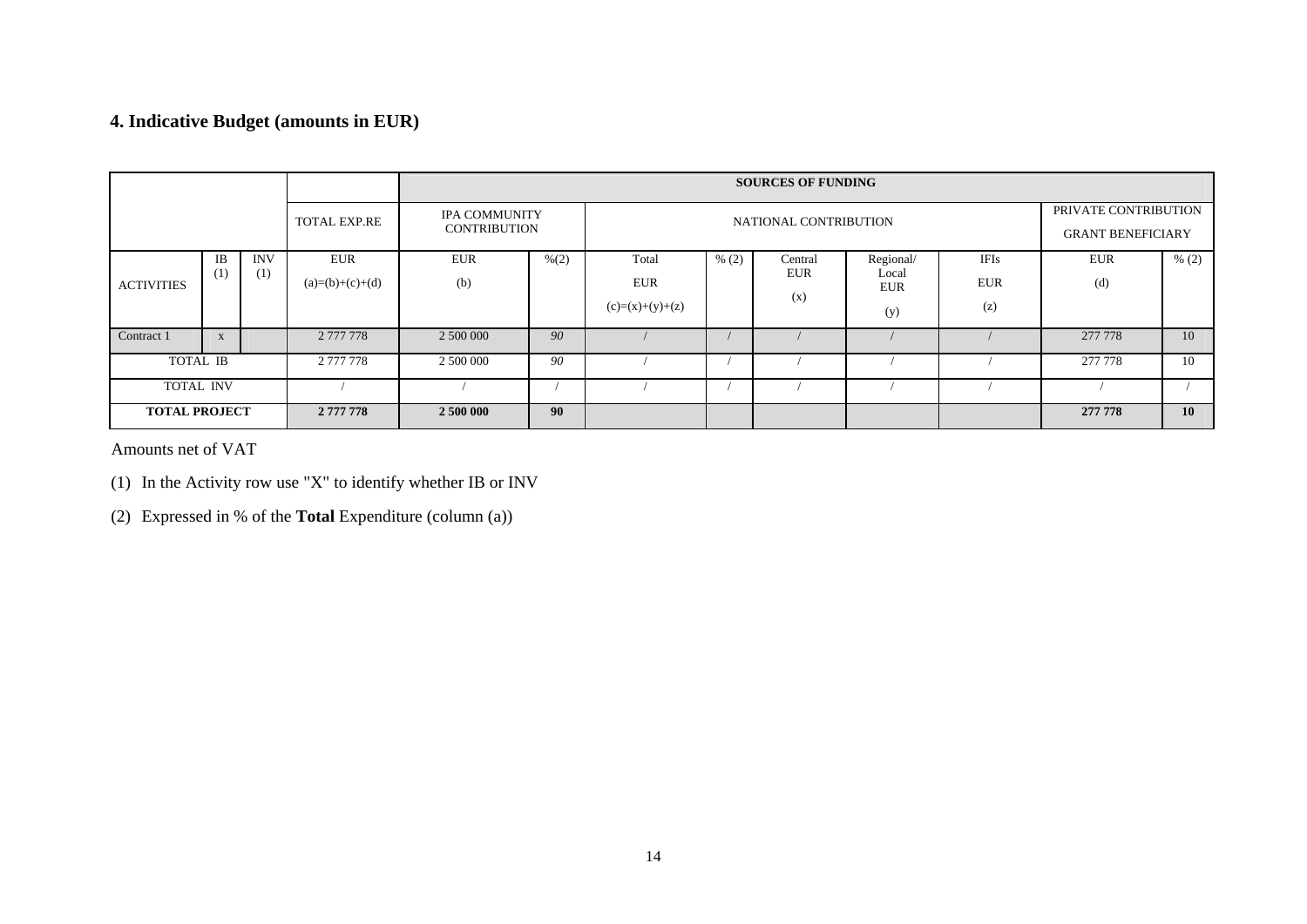## 4. Indicative Budget (amounts in EUR)

| | | | | SOURCES OF FUNDING | | | | | | | | |
|---|---|---|---|---|---|---|---|---|---|---|---|---|
| | | | TOTAL EXP.RE | IPA COMMUNITY CONTRIBUTION | | NATIONAL CONTRIBUTION | | | | | PRIVATE CONTRIBUTION GRANT BENEFICIARY | |
| ACTIVITIES | IB (1) | INV (1) | EUR (a)=(b)+(c)+(d) | EUR (b) | %(2) | Total EUR (c)=(x)+(y)+(z) | % (2) | Central EUR (x) | Regional/ Local EUR (y) | IFIs EUR (z) | EUR (d) | % (2) |
| Contract 1 | x | | 2 777 778 | 2 500 000 | *90* | / | / | / | / | / | 277 778 | 10 |
| TOTAL IB | | | 2 777 778 | 2 500 000 | *90* | / | / | / | / | / | 277 778 | 10 |
| TOTAL INV | | | / | / | / | / | / | / | / | / | / | / |
| **TOTAL PROJECT** | | | **2 777 778** | **2 500 000** | **90** | | | | | | **277 778** | **10** |

Amounts net of VAT

(1) In the Activity row use "X" to identify whether IB or INV

(2) Expressed in % of the **Total** Expenditure (column (a))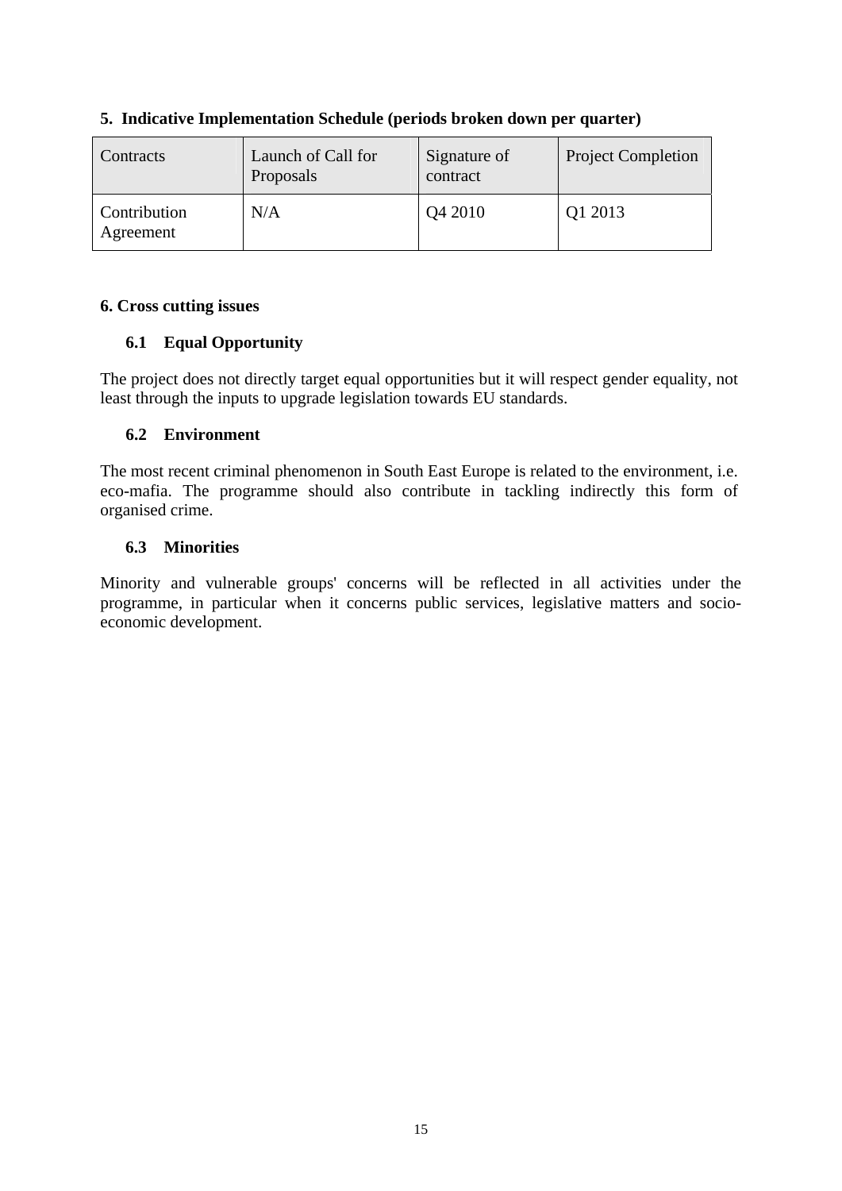## 5. Indicative Implementation Schedule (periods broken down per quarter)

| Contracts | Launch of Call for Proposals | Signature of contract | Project Completion |
| --- | --- | --- | --- |
| Contribution Agreement | N/A | Q4 2010 | Q1 2013 |

## 6. Cross cutting issues

### 6.1 Equal Opportunity

The project does not directly target equal opportunities but it will respect gender equality, not least through the inputs to upgrade legislation towards EU standards.

### 6.2 Environment

The most recent criminal phenomenon in South East Europe is related to the environment, i.e. eco-mafia. The programme should also contribute in tackling indirectly this form of organised crime.

### 6.3 Minorities

Minority and vulnerable groups' concerns will be reflected in all activities under the programme, in particular when it concerns public services, legislative matters and socio-economic development.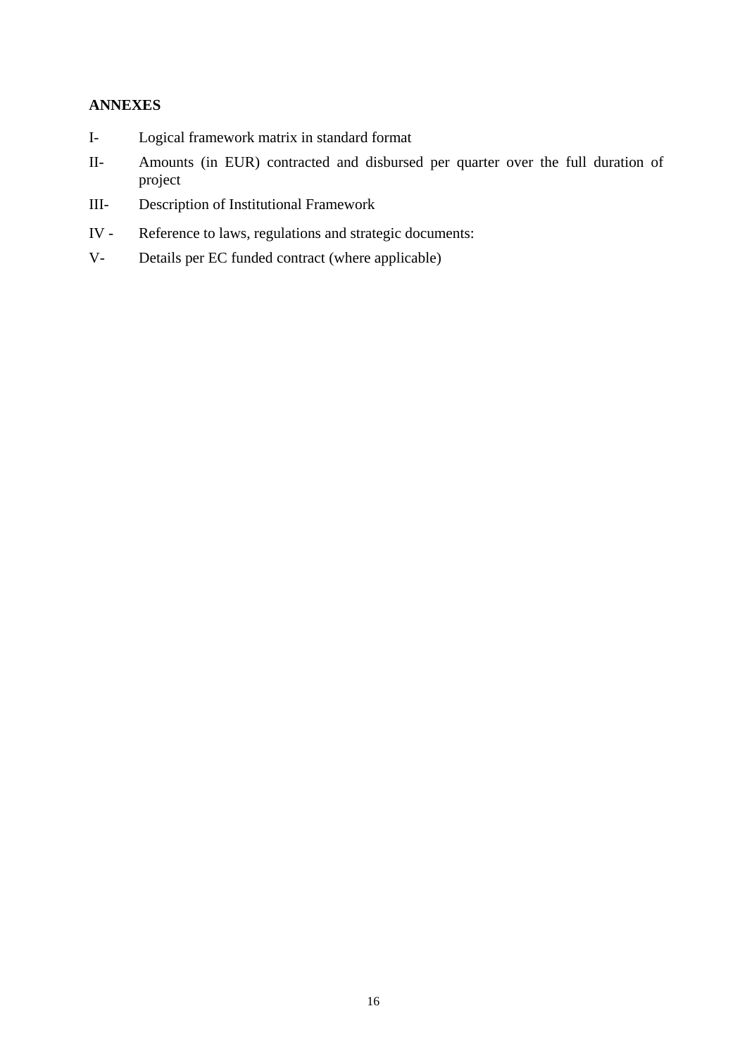**ANNEXES**

I- Logical framework matrix in standard format

II- Amounts (in EUR) contracted and disbursed per quarter over the full duration of project

III- Description of Institutional Framework

IV - Reference to laws, regulations and strategic documents:

V- Details per EC funded contract (where applicable)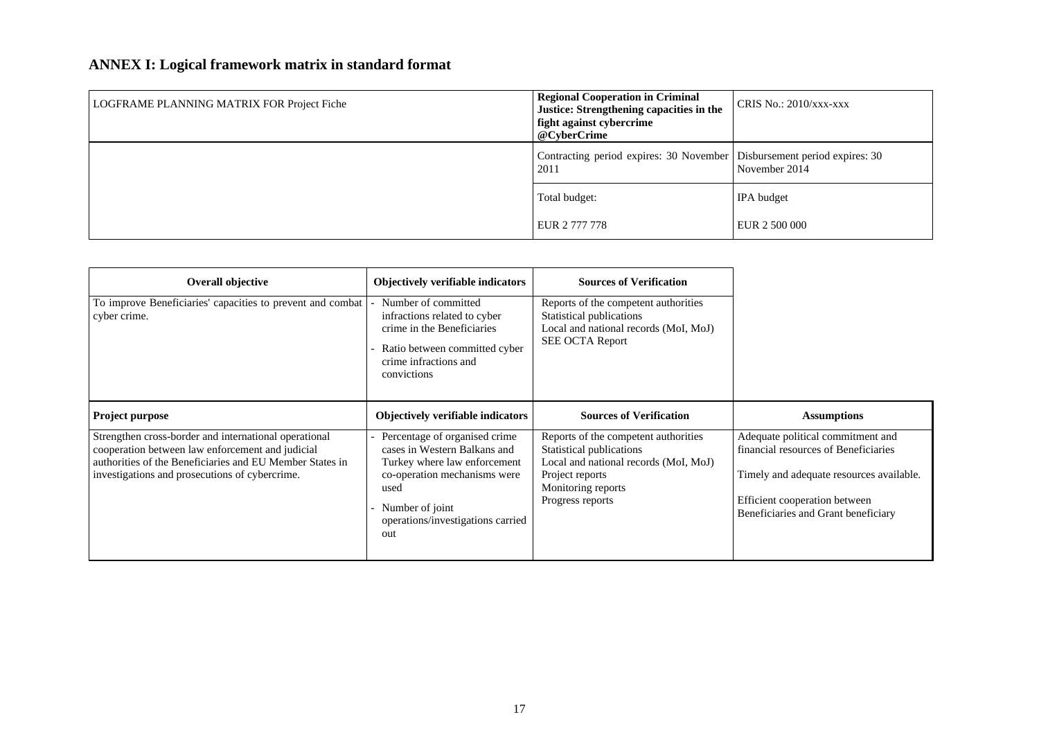# ANNEX I: Logical framework matrix in standard format

| LOGFRAME PLANNING MATRIX FOR Project Fiche | **Regional Cooperation in Criminal Justice: Strengthening capacities in the fight against cybercrime @CyberCrime** | CRIS No.: 2010/xxx-xxx |
|---|---|---|
| | Contracting period expires: 30 November 2011 | Disbursement period expires: 30 November 2014 |
| | Total budget:<br><br>EUR 2 777 778 | IPA budget<br><br>EUR 2 500 000 |

| **Overall objective** | **Objectively verifiable indicators** | **Sources of Verification** | |
|---|---|---|---|
| To improve Beneficiaries' capacities to prevent and combat cyber crime. | - Number of committed infractions related to cyber crime in the Beneficiaries<br>- Ratio between committed cyber crime infractions and convictions | Reports of the competent authorities<br>Statistical publications<br>Local and national records (MoI, MoJ)<br>SEE OCTA Report | |
| **Project purpose** | **Objectively verifiable indicators** | **Sources of Verification** | **Assumptions** |
| Strengthen cross-border and international operational cooperation between law enforcement and judicial authorities of the Beneficiaries and EU Member States in investigations and prosecutions of cybercrime. | - Percentage of organised crime cases in Western Balkans and Turkey where law enforcement co-operation mechanisms were used<br>- Number of joint operations/investigations carried out | Reports of the competent authorities<br>Statistical publications<br>Local and national records (MoI, MoJ)<br>Project reports<br>Monitoring reports<br>Progress reports | Adequate political commitment and financial resources of Beneficiaries<br><br>Timely and adequate resources available.<br><br>Efficient cooperation between Beneficiaries and Grant beneficiary |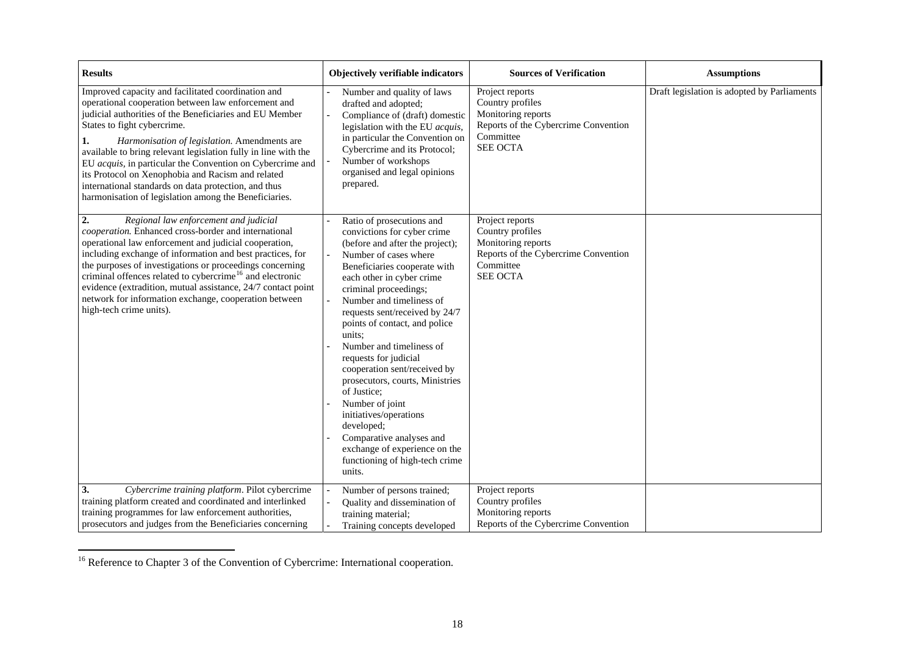| Results | Objectively verifiable indicators | Sources of Verification | Assumptions |
|---|---|---|---|
| Improved capacity and facilitated coordination and operational cooperation between law enforcement and judicial authorities of the Beneficiaries and EU Member States to fight cybercrime.<br><br>**1.** *Harmonisation of legislation.* Amendments are available to bring relevant legislation fully in line with the EU *acquis*, in particular the Convention on Cybercrime and its Protocol on Xenophobia and Racism and related international standards on data protection, and thus harmonisation of legislation among the Beneficiaries. | - Number and quality of laws drafted and adopted;<br>- Compliance of (draft) domestic legislation with the EU *acquis*, in particular the Convention on Cybercrime and its Protocol;<br>- Number of workshops organised and legal opinions prepared. | Project reports<br>Country profiles<br>Monitoring reports<br>Reports of the Cybercrime Convention Committee<br>SEE OCTA | Draft legislation is adopted by Parliaments |
| **2.** *Regional law enforcement and judicial cooperation.* Enhanced cross-border and international operational law enforcement and judicial cooperation, including exchange of information and best practices, for the purposes of investigations or proceedings concerning criminal offences related to cybercrime[16] and electronic evidence (extradition, mutual assistance, 24/7 contact point network for information exchange, cooperation between high-tech crime units). | - Ratio of prosecutions and convictions for cyber crime (before and after the project);<br>- Number of cases where Beneficiaries cooperate with each other in cyber crime criminal proceedings;<br>- Number and timeliness of requests sent/received by 24/7 points of contact, and police units;<br>- Number and timeliness of requests for judicial cooperation sent/received by prosecutors, courts, Ministries of Justice;<br>- Number of joint initiatives/operations developed;<br>- Comparative analyses and exchange of experience on the functioning of high-tech crime units. | Project reports<br>Country profiles<br>Monitoring reports<br>Reports of the Cybercrime Convention Committee<br>SEE OCTA | |
| **3.** *Cybercrime training platform*. Pilot cybercrime training platform created and coordinated and interlinked training programmes for law enforcement authorities, prosecutors and judges from the Beneficiaries concerning | - Number of persons trained;<br>- Quality and dissemination of training material;<br>- Training concepts developed | Project reports<br>Country profiles<br>Monitoring reports<br>Reports of the Cybercrime Convention | |

[16] Reference to Chapter 3 of the Convention of Cybercrime: International cooperation.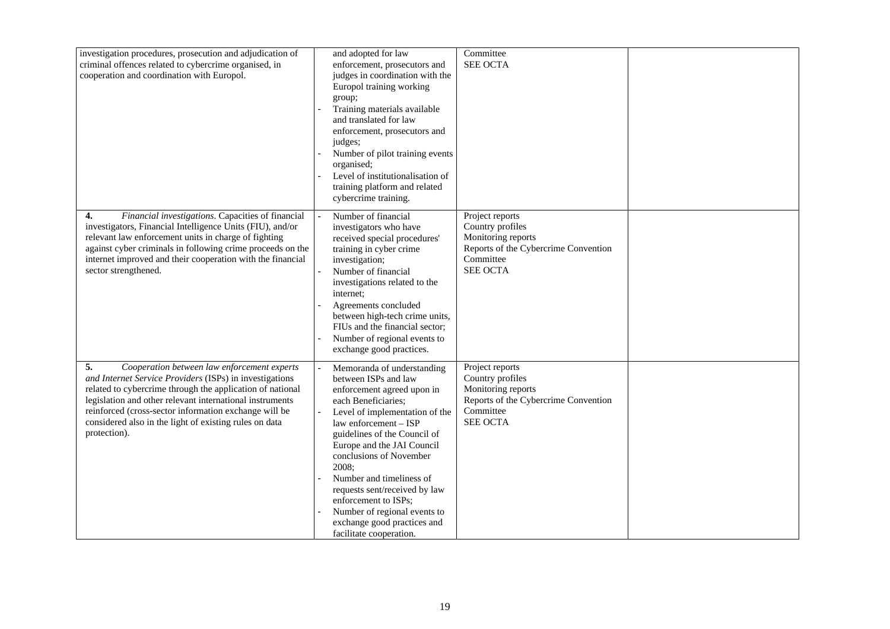| | | | |
|---|---|---|---|
| investigation procedures, prosecution and adjudication of criminal offences related to cybercrime organised, in cooperation and coordination with Europol. | and adopted for law enforcement, prosecutors and judges in coordination with the Europol training working group;<br>- Training materials available and translated for law enforcement, prosecutors and judges;<br>- Number of pilot training events organised;<br>- Level of institutionalisation of training platform and related cybercrime training. | Committee<br>SEE OCTA | |
| **4.** *Financial investigations*. Capacities of financial investigators, Financial Intelligence Units (FIU), and/or relevant law enforcement units in charge of fighting against cyber criminals in following crime proceeds on the internet improved and their cooperation with the financial sector strengthened. | - Number of financial investigators who have received special procedures' training in cyber crime investigation;<br>- Number of financial investigations related to the internet;<br>- Agreements concluded between high-tech crime units, FIUs and the financial sector;<br>- Number of regional events to exchange good practices. | Project reports<br>Country profiles<br>Monitoring reports<br>Reports of the Cybercrime Convention Committee<br>SEE OCTA | |
| **5.** *Cooperation between law enforcement experts and Internet Service Providers* (ISPs) in investigations related to cybercrime through the application of national legislation and other relevant international instruments reinforced (cross-sector information exchange will be considered also in the light of existing rules on data protection). | - Memoranda of understanding between ISPs and law enforcement agreed upon in each Beneficiaries;<br>- Level of implementation of the law enforcement – ISP guidelines of the Council of Europe and the JAI Council conclusions of November 2008;<br>- Number and timeliness of requests sent/received by law enforcement to ISPs;<br>- Number of regional events to exchange good practices and facilitate cooperation. | Project reports<br>Country profiles<br>Monitoring reports<br>Reports of the Cybercrime Convention Committee<br>SEE OCTA | |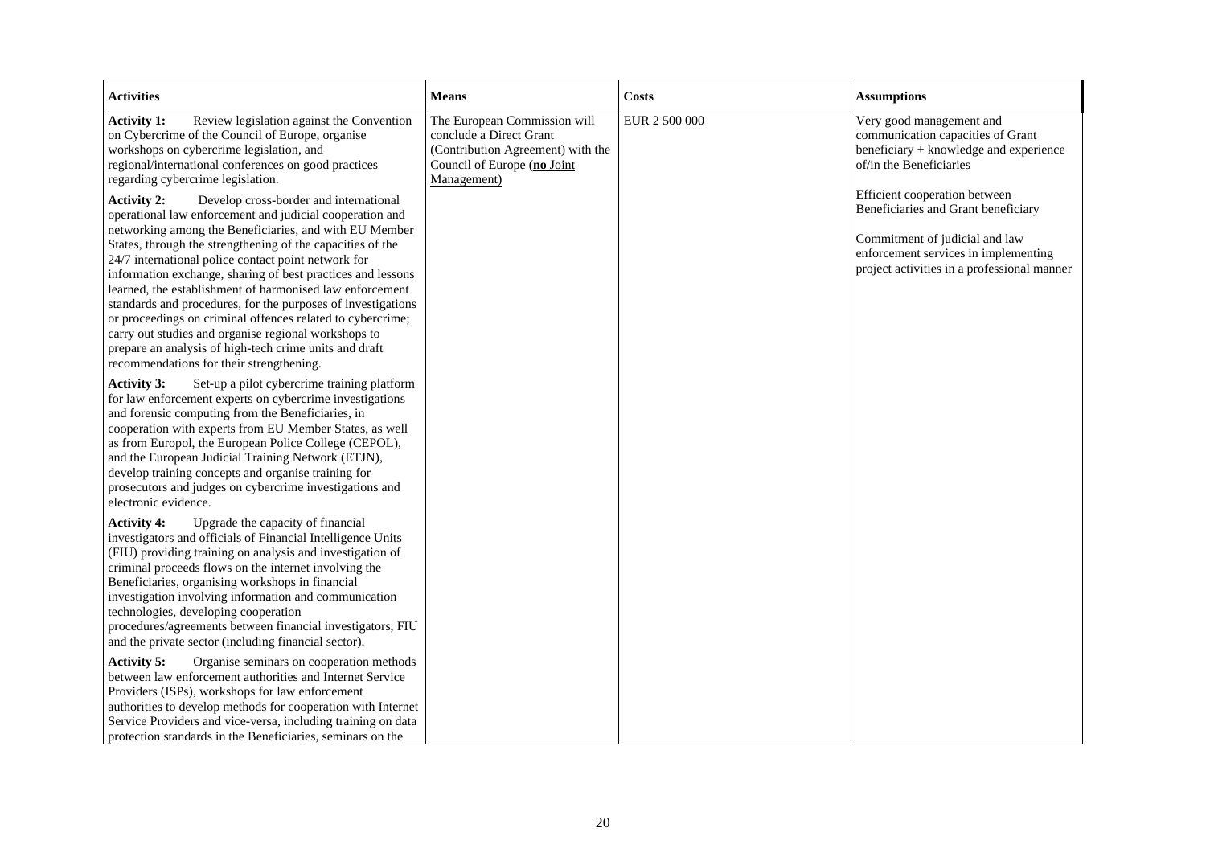| Activities | Means | Costs | Assumptions |
|---|---|---|---|
| **Activity 1:** Review legislation against the Convention on Cybercrime of the Council of Europe, organise workshops on cybercrime legislation, and regional/international conferences on good practices regarding cybercrime legislation.<br><br>**Activity 2:** Develop cross-border and international operational law enforcement and judicial cooperation and networking among the Beneficiaries, and with EU Member States, through the strengthening of the capacities of the 24/7 international police contact point network for information exchange, sharing of best practices and lessons learned, the establishment of harmonised law enforcement standards and procedures, for the purposes of investigations or proceedings on criminal offences related to cybercrime; carry out studies and organise regional workshops to prepare an analysis of high-tech crime units and draft recommendations for their strengthening.<br><br>**Activity 3:** Set-up a pilot cybercrime training platform for law enforcement experts on cybercrime investigations and forensic computing from the Beneficiaries, in cooperation with experts from EU Member States, as well as from Europol, the European Police College (CEPOL), and the European Judicial Training Network (ETJN), develop training concepts and organise training for prosecutors and judges on cybercrime investigations and electronic evidence.<br><br>**Activity 4:** Upgrade the capacity of financial investigators and officials of Financial Intelligence Units (FIU) providing training on analysis and investigation of criminal proceeds flows on the internet involving the Beneficiaries, organising workshops in financial investigation involving information and communication technologies, developing cooperation procedures/agreements between financial investigators, FIU and the private sector (including financial sector).<br><br>**Activity 5:** Organise seminars on cooperation methods between law enforcement authorities and Internet Service Providers (ISPs), workshops for law enforcement authorities to develop methods for cooperation with Internet Service Providers and vice-versa, including training on data protection standards in the Beneficiaries, seminars on the | The European Commission will conclude a Direct Grant (Contribution Agreement) with the Council of Europe (**no** Joint Management) | EUR 2 500 000 | Very good management and communication capacities of Grant beneficiary + knowledge and experience of/in the Beneficiaries<br><br>Efficient cooperation between Beneficiaries and Grant beneficiary<br><br>Commitment of judicial and law enforcement services in implementing project activities in a professional manner |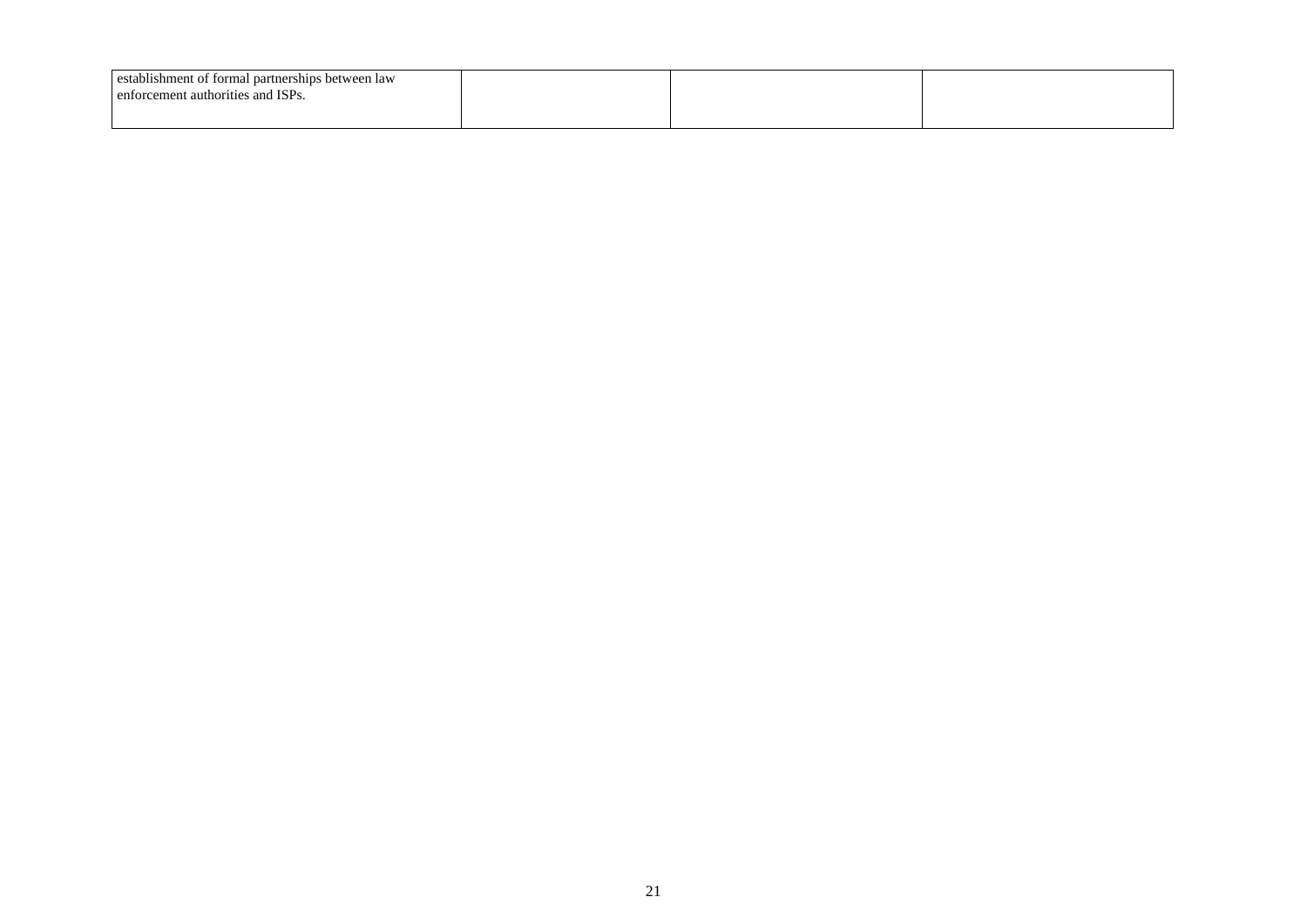| | | | |
|---|---|---|---|
| establishment of formal partnerships between law enforcement authorities and ISPs. | | | |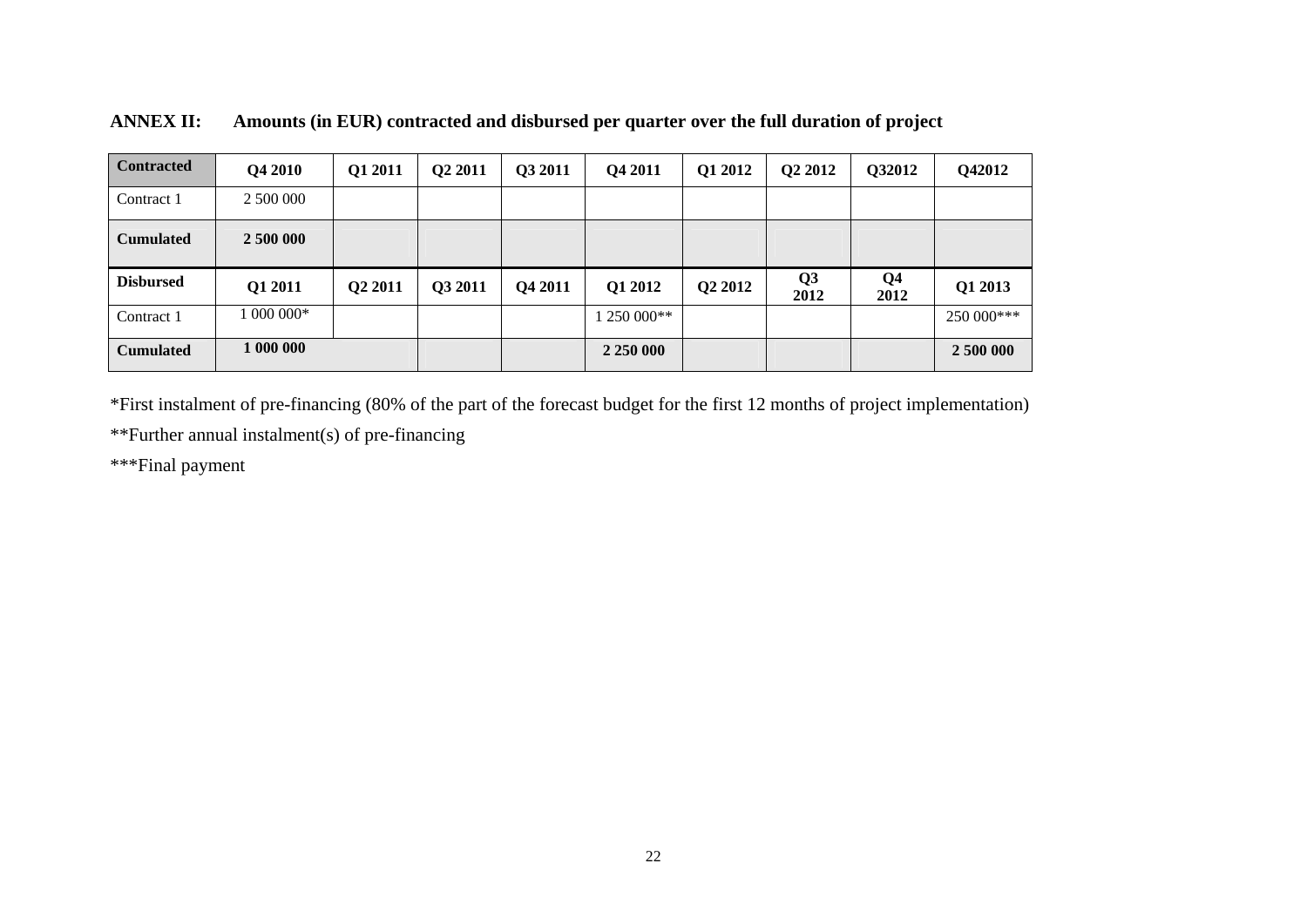**ANNEX II: Amounts (in EUR) contracted and disbursed per quarter over the full duration of project**

| **Contracted** | **Q4 2010** | **Q1 2011** | **Q2 2011** | **Q3 2011** | **Q4 2011** | **Q1 2012** | **Q2 2012** | **Q32012** | **Q42012** |
|---|---|---|---|---|---|---|---|---|---|
| Contract 1 | 2 500 000 | | | | | | | | |
| **Cumulated** | **2 500 000** | | | | | | | | |
| **Disbursed** | **Q1 2011** | **Q2 2011** | **Q3 2011** | **Q4 2011** | **Q1 2012** | **Q2 2012** | **Q3 2012** | **Q4 2012** | **Q1 2013** |
| Contract 1 | 1 000 000* | | | | 1 250 000** | | | | 250 000*** |
| **Cumulated** | **1 000 000** | | | | **2 250 000** | | | | **2 500 000** |

*First instalment of pre-financing (80% of the part of the forecast budget for the first 12 months of project implementation)

**Further annual instalment(s) of pre-financing

***Final payment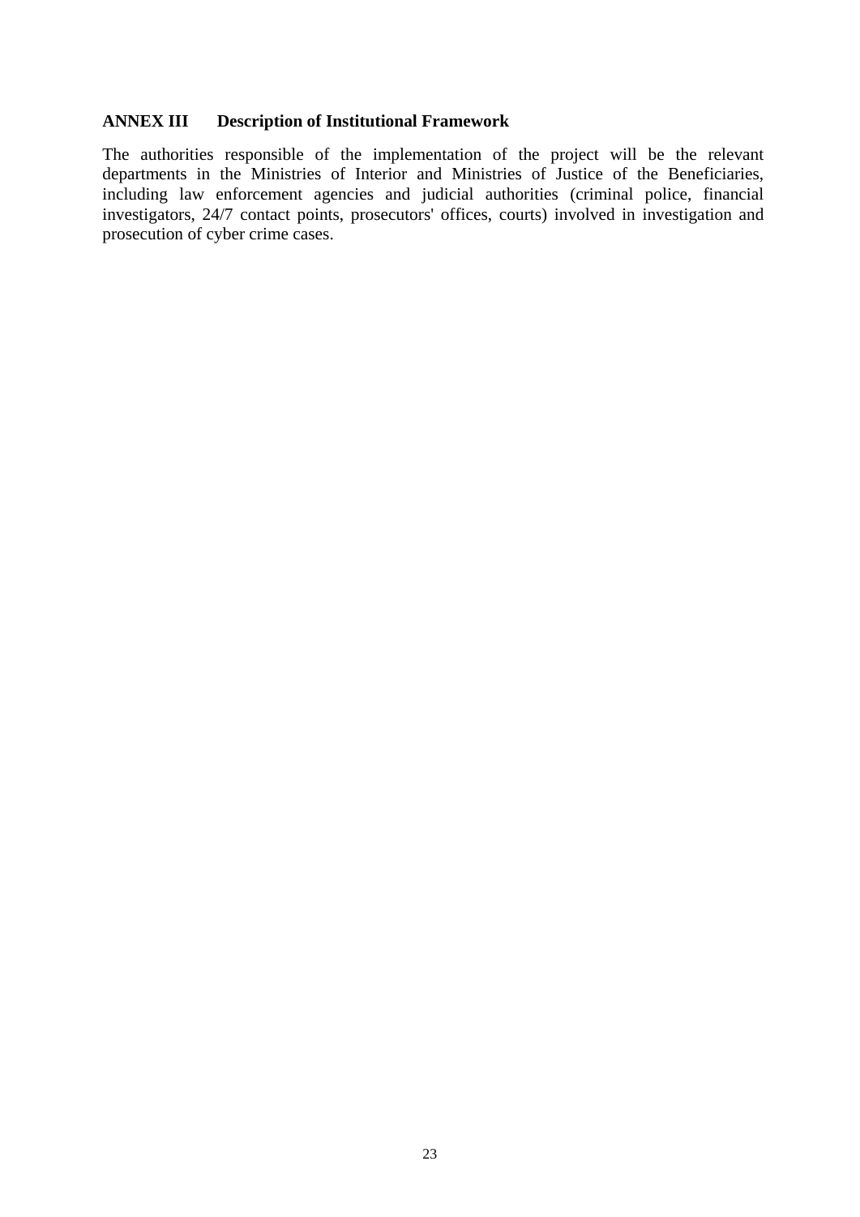## ANNEX III Description of Institutional Framework

The authorities responsible of the implementation of the project will be the relevant departments in the Ministries of Interior and Ministries of Justice of the Beneficiaries, including law enforcement agencies and judicial authorities (criminal police, financial investigators, 24/7 contact points, prosecutors' offices, courts) involved in investigation and prosecution of cyber crime cases.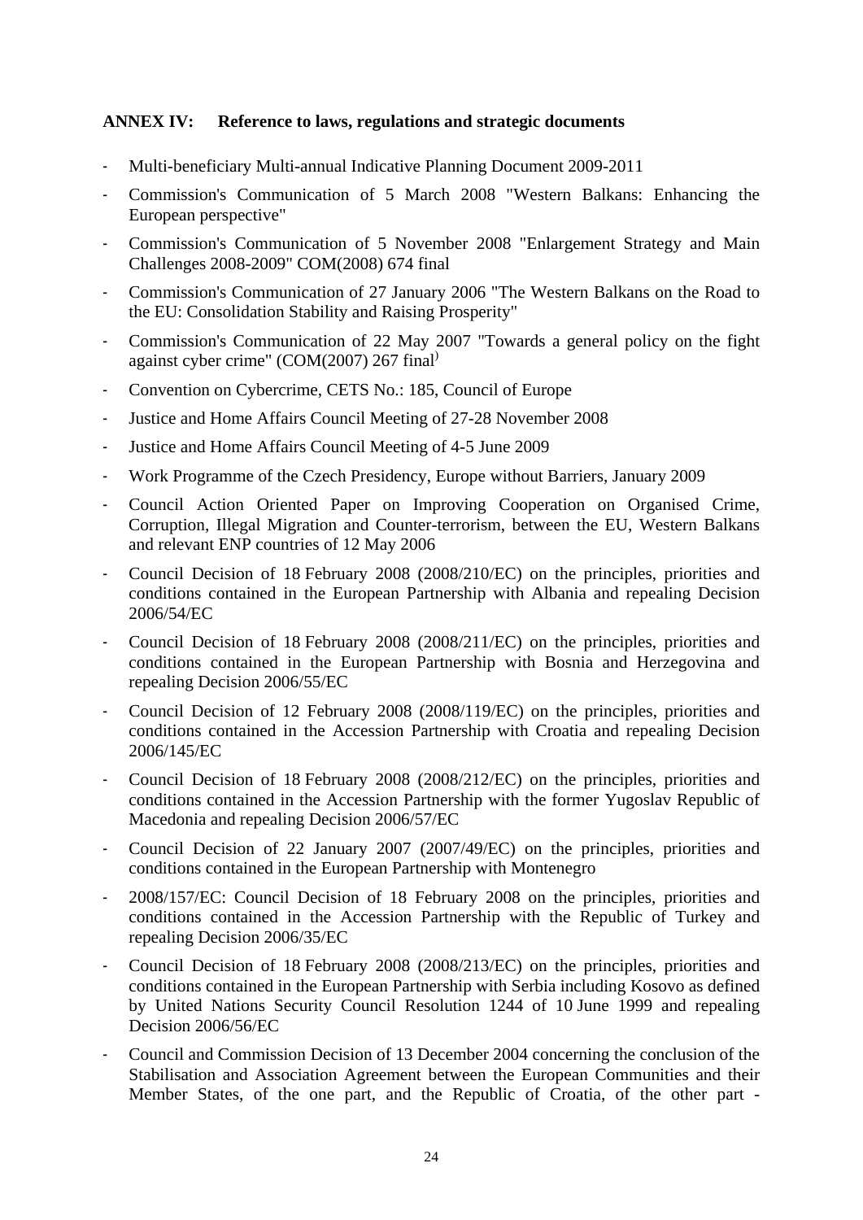## ANNEX IV: Reference to laws, regulations and strategic documents

- Multi-beneficiary Multi-annual Indicative Planning Document 2009-2011
- Commission's Communication of 5 March 2008 "Western Balkans: Enhancing the European perspective"
- Commission's Communication of 5 November 2008 "Enlargement Strategy and Main Challenges 2008-2009" COM(2008) 674 final
- Commission's Communication of 27 January 2006 "The Western Balkans on the Road to the EU: Consolidation Stability and Raising Prosperity"
- Commission's Communication of 22 May 2007 "Towards a general policy on the fight against cyber crime" (COM(2007) 267 final)
- Convention on Cybercrime, CETS No.: 185, Council of Europe
- Justice and Home Affairs Council Meeting of 27-28 November 2008
- Justice and Home Affairs Council Meeting of 4-5 June 2009
- Work Programme of the Czech Presidency, Europe without Barriers, January 2009
- Council Action Oriented Paper on Improving Cooperation on Organised Crime, Corruption, Illegal Migration and Counter-terrorism, between the EU, Western Balkans and relevant ENP countries of 12 May 2006
- Council Decision of 18 February 2008 (2008/210/EC) on the principles, priorities and conditions contained in the European Partnership with Albania and repealing Decision 2006/54/EC
- Council Decision of 18 February 2008 (2008/211/EC) on the principles, priorities and conditions contained in the European Partnership with Bosnia and Herzegovina and repealing Decision 2006/55/EC
- Council Decision of 12 February 2008 (2008/119/EC) on the principles, priorities and conditions contained in the Accession Partnership with Croatia and repealing Decision 2006/145/EC
- Council Decision of 18 February 2008 (2008/212/EC) on the principles, priorities and conditions contained in the Accession Partnership with the former Yugoslav Republic of Macedonia and repealing Decision 2006/57/EC
- Council Decision of 22 January 2007 (2007/49/EC) on the principles, priorities and conditions contained in the European Partnership with Montenegro
- 2008/157/EC: Council Decision of 18 February 2008 on the principles, priorities and conditions contained in the Accession Partnership with the Republic of Turkey and repealing Decision 2006/35/EC
- Council Decision of 18 February 2008 (2008/213/EC) on the principles, priorities and conditions contained in the European Partnership with Serbia including Kosovo as defined by United Nations Security Council Resolution 1244 of 10 June 1999 and repealing Decision 2006/56/EC
- Council and Commission Decision of 13 December 2004 concerning the conclusion of the Stabilisation and Association Agreement between the European Communities and their Member States, of the one part, and the Republic of Croatia, of the other part -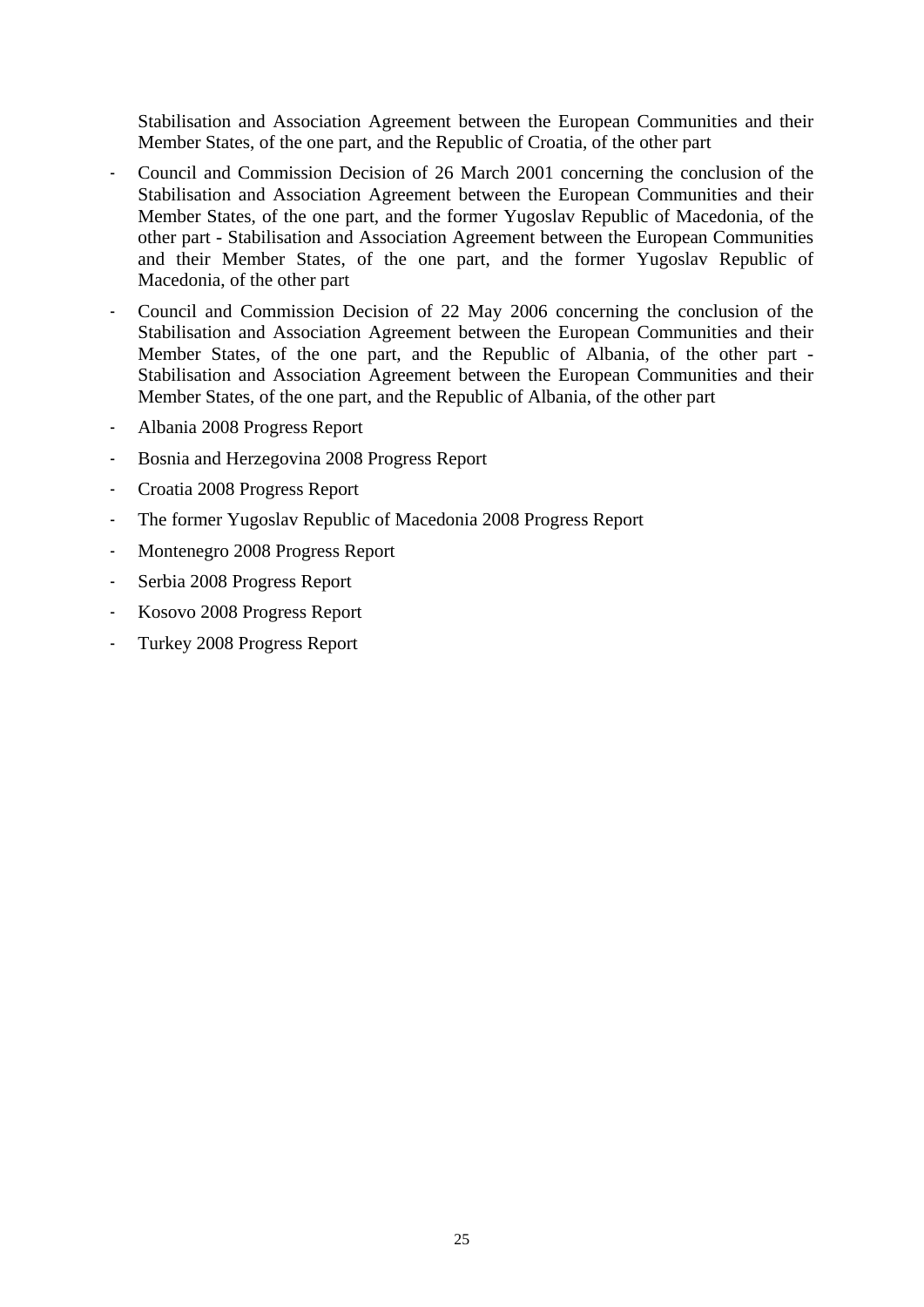Stabilisation and Association Agreement between the European Communities and their Member States, of the one part, and the Republic of Croatia, of the other part

- Council and Commission Decision of 26 March 2001 concerning the conclusion of the Stabilisation and Association Agreement between the European Communities and their Member States, of the one part, and the former Yugoslav Republic of Macedonia, of the other part - Stabilisation and Association Agreement between the European Communities and their Member States, of the one part, and the former Yugoslav Republic of Macedonia, of the other part
- Council and Commission Decision of 22 May 2006 concerning the conclusion of the Stabilisation and Association Agreement between the European Communities and their Member States, of the one part, and the Republic of Albania, of the other part - Stabilisation and Association Agreement between the European Communities and their Member States, of the one part, and the Republic of Albania, of the other part
- Albania 2008 Progress Report
- Bosnia and Herzegovina 2008 Progress Report
- Croatia 2008 Progress Report
- The former Yugoslav Republic of Macedonia 2008 Progress Report
- Montenegro 2008 Progress Report
- Serbia 2008 Progress Report
- Kosovo 2008 Progress Report
- Turkey 2008 Progress Report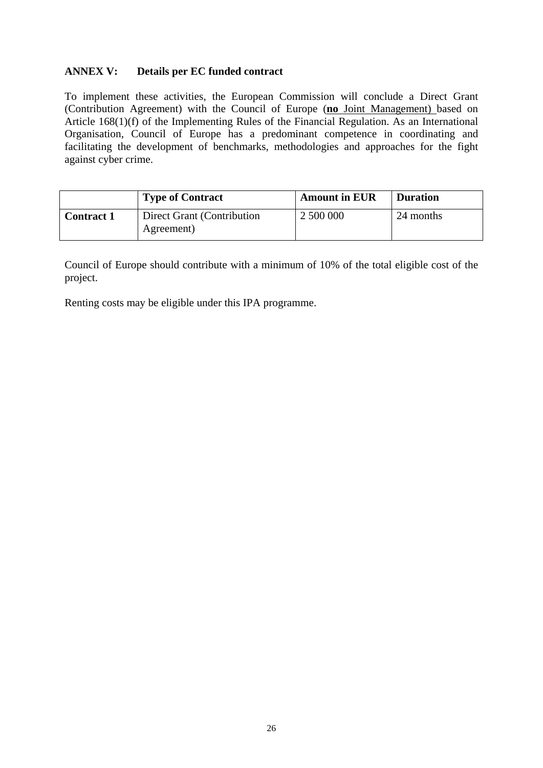## ANNEX V: Details per EC funded contract

To implement these activities, the European Commission will conclude a Direct Grant (Contribution Agreement) with the Council of Europe (**no** Joint Management) based on Article 168(1)(f) of the Implementing Rules of the Financial Regulation. As an International Organisation, Council of Europe has a predominant competence in coordinating and facilitating the development of benchmarks, methodologies and approaches for the fight against cyber crime.

| | **Type of Contract** | **Amount in EUR** | **Duration** |
|---|---|---|---|
| **Contract 1** | Direct Grant (Contribution Agreement) | 2 500 000 | 24 months |

Council of Europe should contribute with a minimum of 10% of the total eligible cost of the project.

Renting costs may be eligible under this IPA programme.